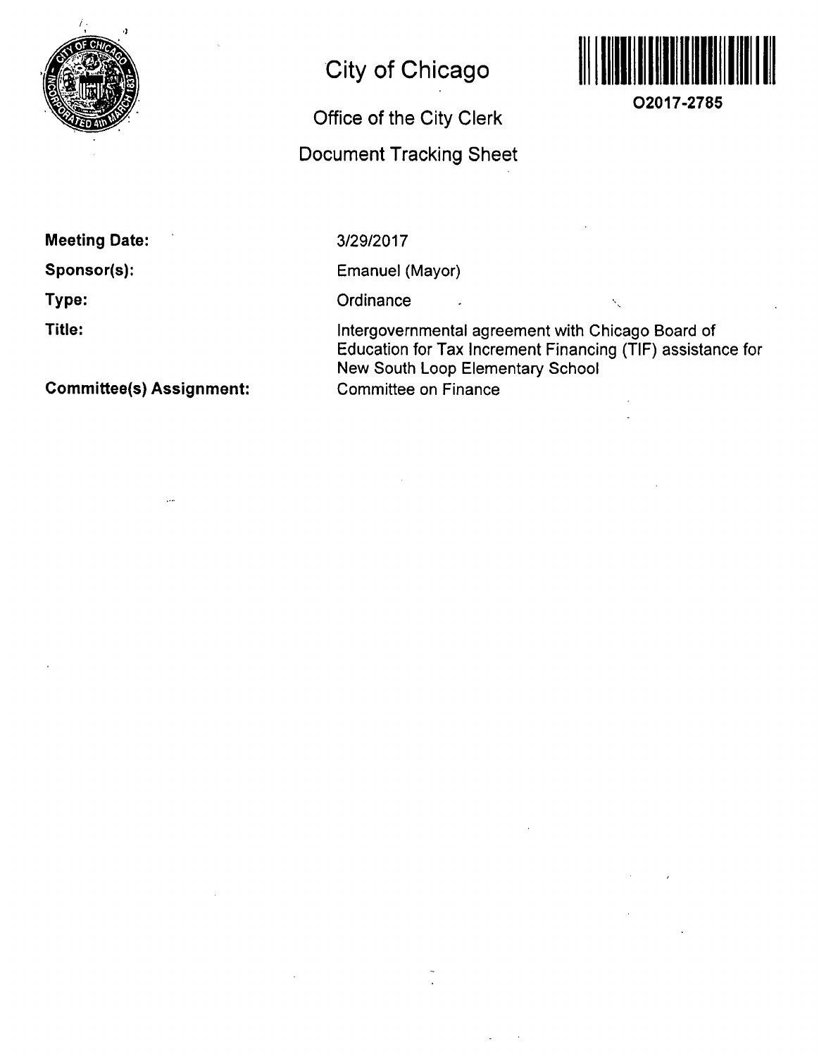# City of Chicago

## Office of the City Clerk

## Document Tracking Sheet

**O2017-2785**

**Meeting Date:** 3/29/2017

**Sponsor(s):** Emanuel (Mayor)

**Type:** Ordinance

**Title:** Intergovernmental agreement with Chicago Board of Education for Tax Increment Financing (TIF) assistance for New South Loop Elementary School

**Committee(s) Assignment:** Committee on Finance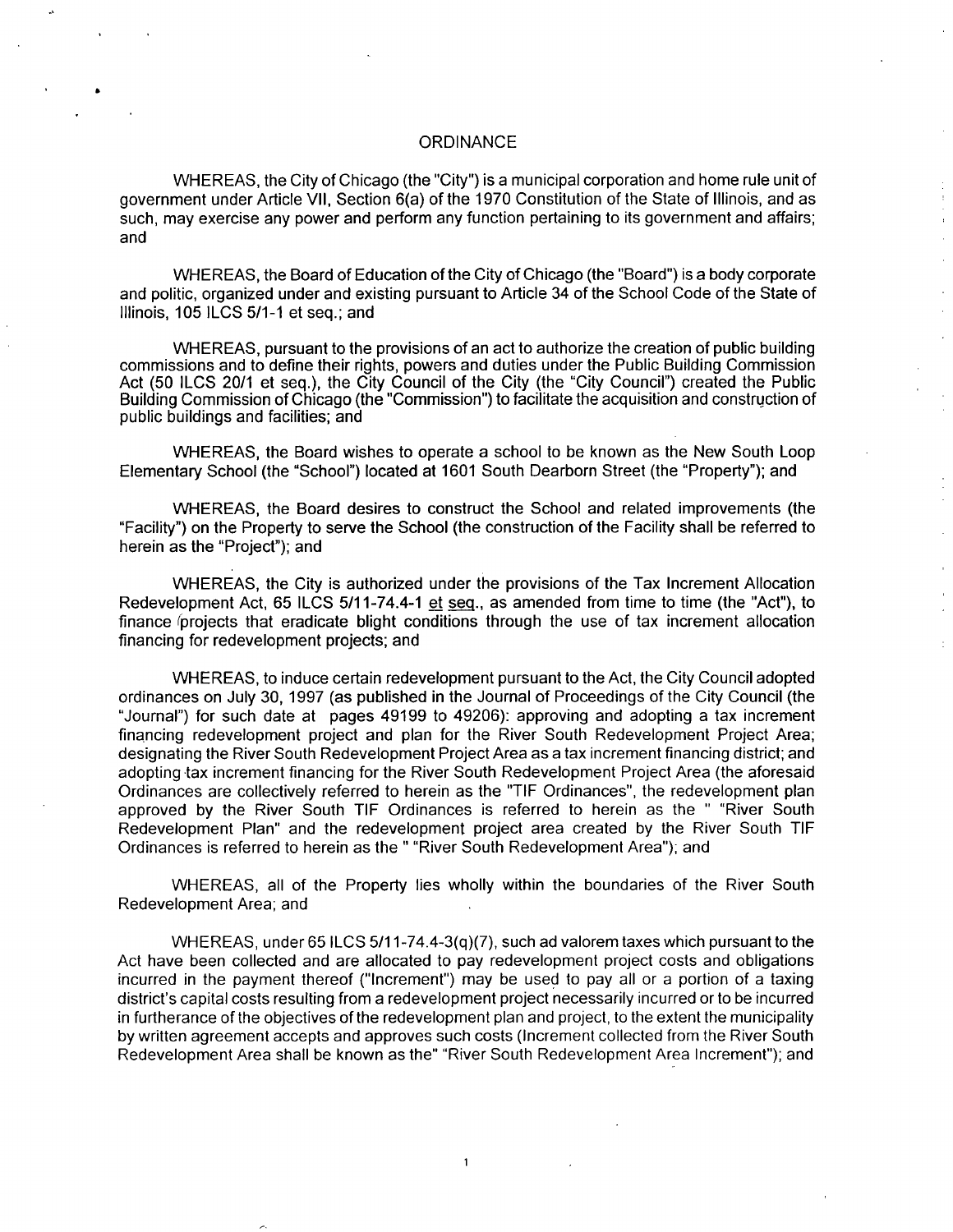# ORDINANCE

WHEREAS, the City of Chicago (the "City") is a municipal corporation and home rule unit of government under Article VII, Section 6(a) of the 1970 Constitution of the State of Illinois, and as such, may exercise any power and perform any function pertaining to its government and affairs; and

WHEREAS, the Board of Education of the City of Chicago (the "Board") is a body corporate and politic, organized under and existing pursuant to Article 34 of the School Code of the State of Illinois, 105 ILCS 5/1-1 et seq.; and

WHEREAS, pursuant to the provisions of an act to authorize the creation of public building commissions and to define their rights, powers and duties under the Public Building Commission Act (50 ILCS 20/1 et seq.), the City Council of the City (the "City Council") created the Public Building Commission of Chicago (the "Commission") to facilitate the acquisition and construction of public buildings and facilities; and

WHEREAS, the Board wishes to operate a school to be known as the New South Loop Elementary School (the "School") located at 1601 South Dearborn Street (the "Property"); and

WHEREAS, the Board desires to construct the School and related improvements (the "Facility") on the Property to serve the School (the construction of the Facility shall be referred to herein as the "Project"); and

WHEREAS, the City is authorized under the provisions of the Tax Increment Allocation Redevelopment Act, 65 ILCS 5/11-74.4-1 et seq., as amended from time to time (the "Act"), to finance projects that eradicate blight conditions through the use of tax increment allocation financing for redevelopment projects; and

WHEREAS, to induce certain redevelopment pursuant to the Act, the City Council adopted ordinances on July 30, 1997 (as published in the Journal of Proceedings of the City Council (the "Journal") for such date at pages 49199 to 49206): approving and adopting a tax increment financing redevelopment project and plan for the River South Redevelopment Project Area; designating the River South Redevelopment Project Area as a tax increment financing district; and adopting tax increment financing for the River South Redevelopment Project Area (the aforesaid Ordinances are collectively referred to herein as the "TIF Ordinances", the redevelopment plan approved by the River South TIF Ordinances is referred to herein as the " "River South Redevelopment Plan" and the redevelopment project area created by the River South TIF Ordinances is referred to herein as the " "River South Redevelopment Area"); and

WHEREAS, all of the Property lies wholly within the boundaries of the River South Redevelopment Area; and

WHEREAS, under 65 ILCS 5/11-74.4-3(q)(7), such ad valorem taxes which pursuant to the Act have been collected and are allocated to pay redevelopment project costs and obligations incurred in the payment thereof ("Increment") may be used to pay all or a portion of a taxing district's capital costs resulting from a redevelopment project necessarily incurred or to be incurred in furtherance of the objectives of the redevelopment plan and project, to the extent the municipality by written agreement accepts and approves such costs (Increment collected from the River South Redevelopment Area shall be known as the" "River South Redevelopment Area Increment"); and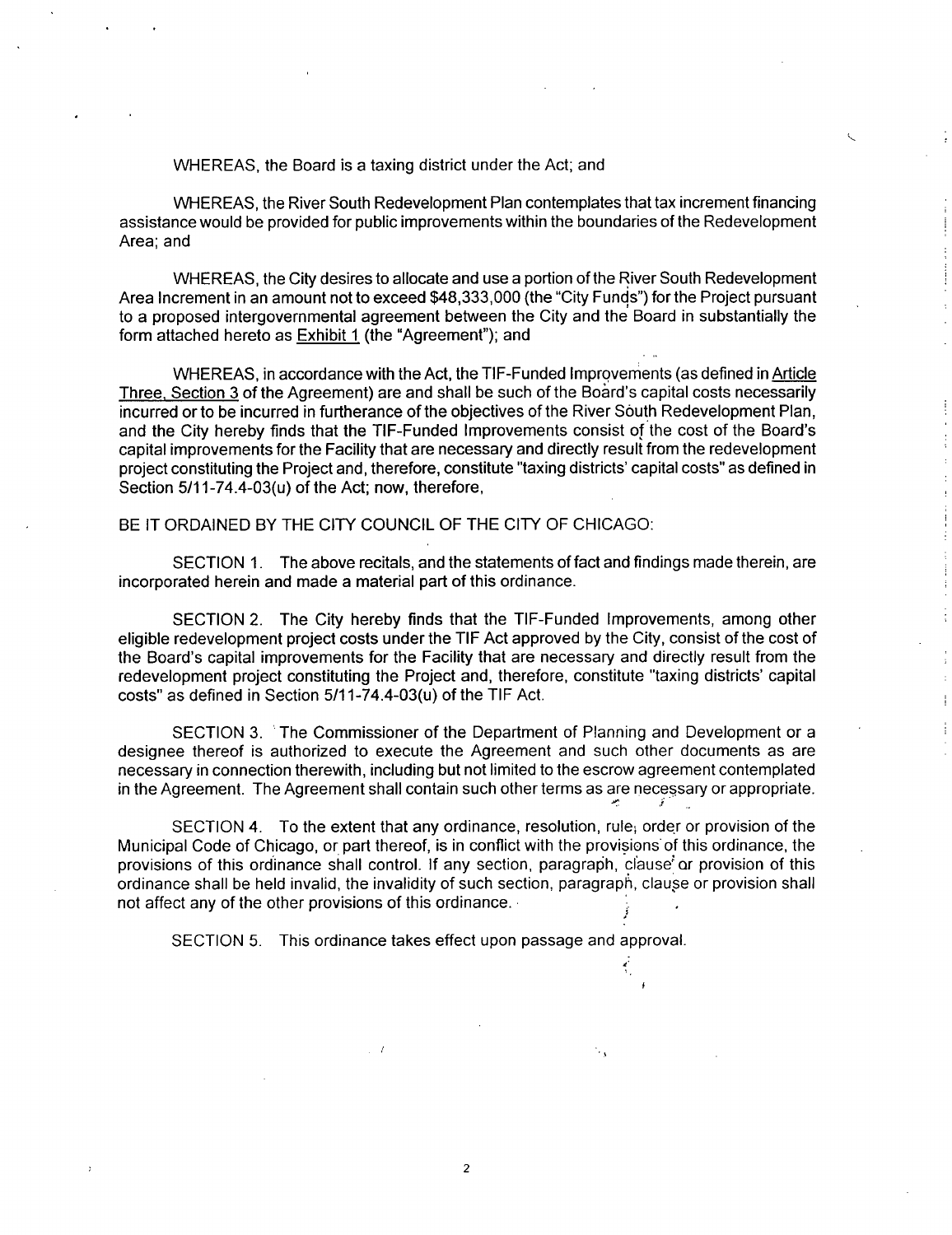WHEREAS, the Board is a taxing district under the Act; and

WHEREAS, the River South Redevelopment Plan contemplates that tax increment financing assistance would be provided for public improvements within the boundaries of the Redevelopment Area; and

WHEREAS, the City desires to allocate and use a portion of the River South Redevelopment Area Increment in an amount not to exceed $48,333,000 (the "City Funds") for the Project pursuant to a proposed intergovernmental agreement between the City and the Board in substantially the form attached hereto as Exhibit 1 (the "Agreement"); and

WHEREAS, in accordance with the Act, the TIF-Funded Improvements (as defined in Article Three, Section 3 of the Agreement) are and shall be such of the Board's capital costs necessarily incurred or to be incurred in furtherance of the objectives of the River South Redevelopment Plan, and the City hereby finds that the TIF-Funded Improvements consist of the cost of the Board's capital improvements for the Facility that are necessary and directly result from the redevelopment project constituting the Project and, therefore, constitute "taxing districts' capital costs" as defined in Section 5/11-74.4-03(u) of the Act; now, therefore,

BE IT ORDAINED BY THE CITY COUNCIL OF THE CITY OF CHICAGO:

SECTION 1. The above recitals, and the statements of fact and findings made therein, are incorporated herein and made a material part of this ordinance.

SECTION 2. The City hereby finds that the TIF-Funded Improvements, among other eligible redevelopment project costs under the TIF Act approved by the City, consist of the cost of the Board's capital improvements for the Facility that are necessary and directly result from the redevelopment project constituting the Project and, therefore, constitute "taxing districts' capital costs" as defined in Section 5/11-74.4-03(u) of the TIF Act.

SECTION 3. The Commissioner of the Department of Planning and Development or a designee thereof is authorized to execute the Agreement and such other documents as are necessary in connection therewith, including but not limited to the escrow agreement contemplated in the Agreement. The Agreement shall contain such other terms as are necessary or appropriate.

SECTION 4. To the extent that any ordinance, resolution, rule, order or provision of the Municipal Code of Chicago, or part thereof, is in conflict with the provisions of this ordinance, the provisions of this ordinance shall control. If any section, paragraph, clause or provision of this ordinance shall be held invalid, the invalidity of such section, paragraph, clause or provision shall not affect any of the other provisions of this ordinance.

SECTION 5. This ordinance takes effect upon passage and approval.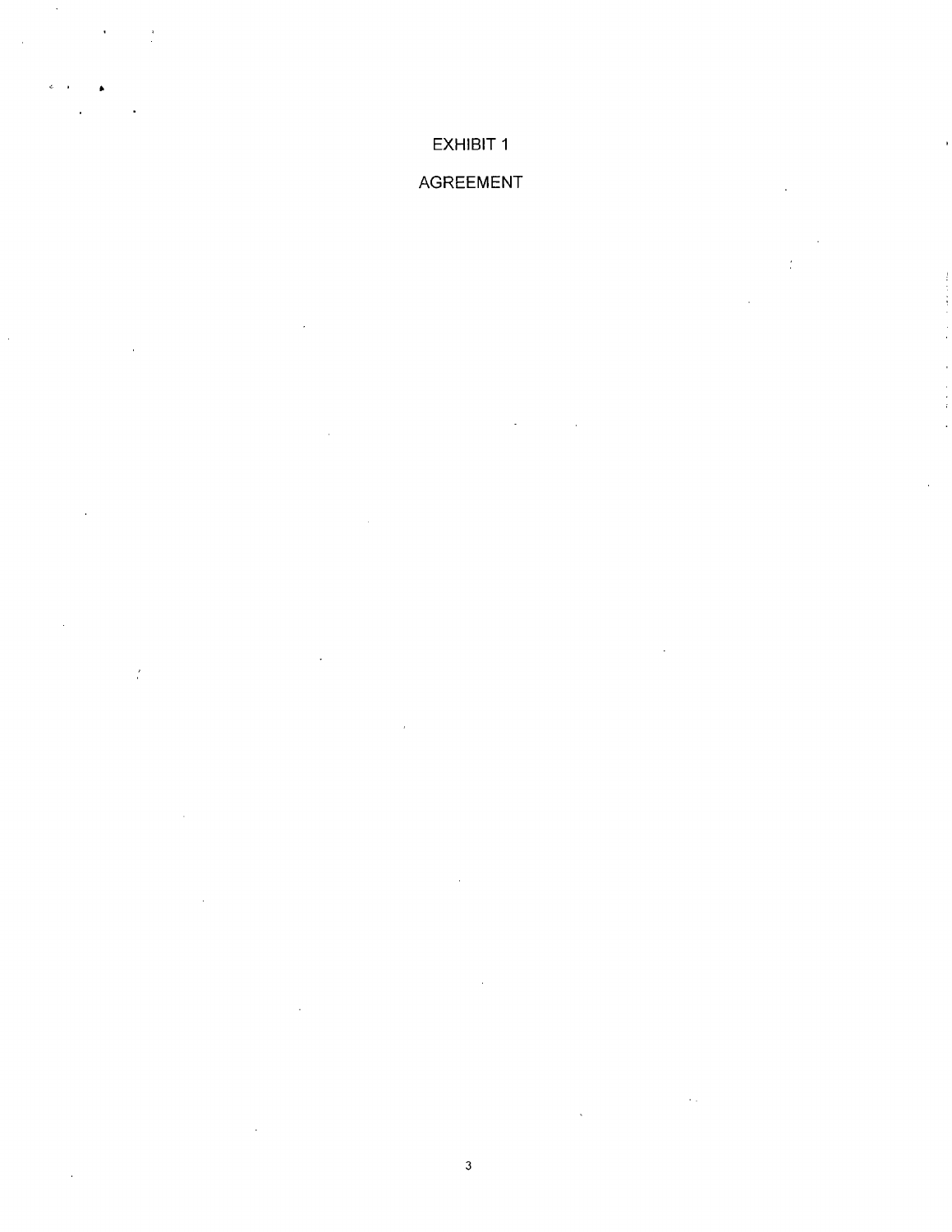EXHIBIT 1

AGREEMENT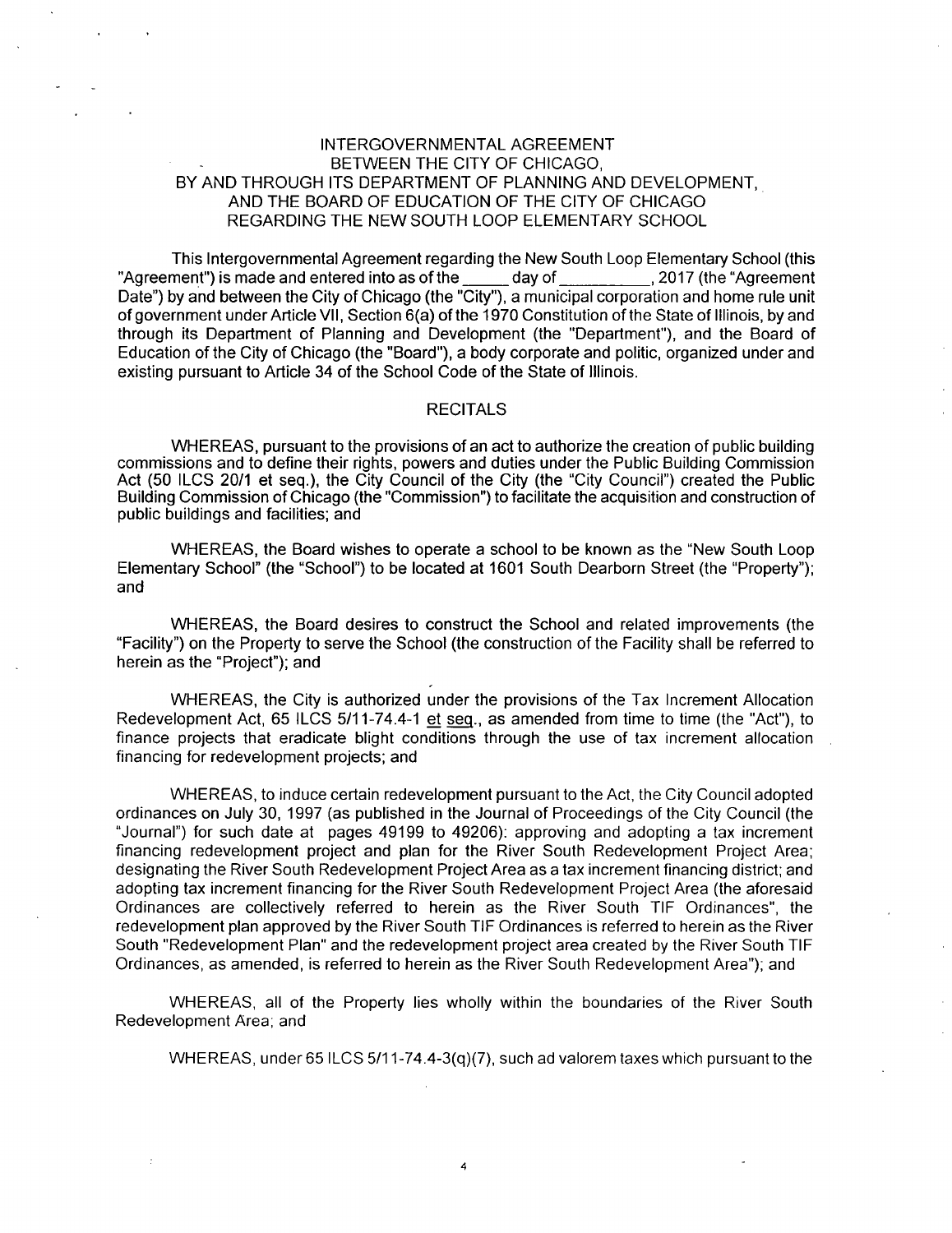# INTERGOVERNMENTAL AGREEMENT BETWEEN THE CITY OF CHICAGO, BY AND THROUGH ITS DEPARTMENT OF PLANNING AND DEVELOPMENT, AND THE BOARD OF EDUCATION OF THE CITY OF CHICAGO REGARDING THE NEW SOUTH LOOP ELEMENTARY SCHOOL

This Intergovernmental Agreement regarding the New South Loop Elementary School (this "Agreement") is made and entered into as of the _____ day of __________, 2017 (the "Agreement Date") by and between the City of Chicago (the "City"), a municipal corporation and home rule unit of government under Article VII, Section 6(a) of the 1970 Constitution of the State of Illinois, by and through its Department of Planning and Development (the "Department"), and the Board of Education of the City of Chicago (the "Board"), a body corporate and politic, organized under and existing pursuant to Article 34 of the School Code of the State of Illinois.

## RECITALS

WHEREAS, pursuant to the provisions of an act to authorize the creation of public building commissions and to define their rights, powers and duties under the Public Building Commission Act (50 ILCS 20/1 et seq.), the City Council of the City (the "City Council") created the Public Building Commission of Chicago (the "Commission") to facilitate the acquisition and construction of public buildings and facilities; and

WHEREAS, the Board wishes to operate a school to be known as the "New South Loop Elementary School" (the "School") to be located at 1601 South Dearborn Street (the "Property"); and

WHEREAS, the Board desires to construct the School and related improvements (the "Facility") on the Property to serve the School (the construction of the Facility shall be referred to herein as the "Project"); and

WHEREAS, the City is authorized under the provisions of the Tax Increment Allocation Redevelopment Act, 65 ILCS 5/11-74.4-1 et seq., as amended from time to time (the "Act"), to finance projects that eradicate blight conditions through the use of tax increment allocation financing for redevelopment projects; and

WHEREAS, to induce certain redevelopment pursuant to the Act, the City Council adopted ordinances on July 30, 1997 (as published in the Journal of Proceedings of the City Council (the "Journal") for such date at pages 49199 to 49206): approving and adopting a tax increment financing redevelopment project and plan for the River South Redevelopment Project Area; designating the River South Redevelopment Project Area as a tax increment financing district; and adopting tax increment financing for the River South Redevelopment Project Area (the aforesaid Ordinances are collectively referred to herein as the River South TIF Ordinances", the redevelopment plan approved by the River South TIF Ordinances is referred to herein as the River South "Redevelopment Plan" and the redevelopment project area created by the River South TIF Ordinances, as amended, is referred to herein as the River South Redevelopment Area"); and

WHEREAS, all of the Property lies wholly within the boundaries of the River South Redevelopment Area; and

WHEREAS, under 65 ILCS 5/11-74.4-3(q)(7), such ad valorem taxes which pursuant to the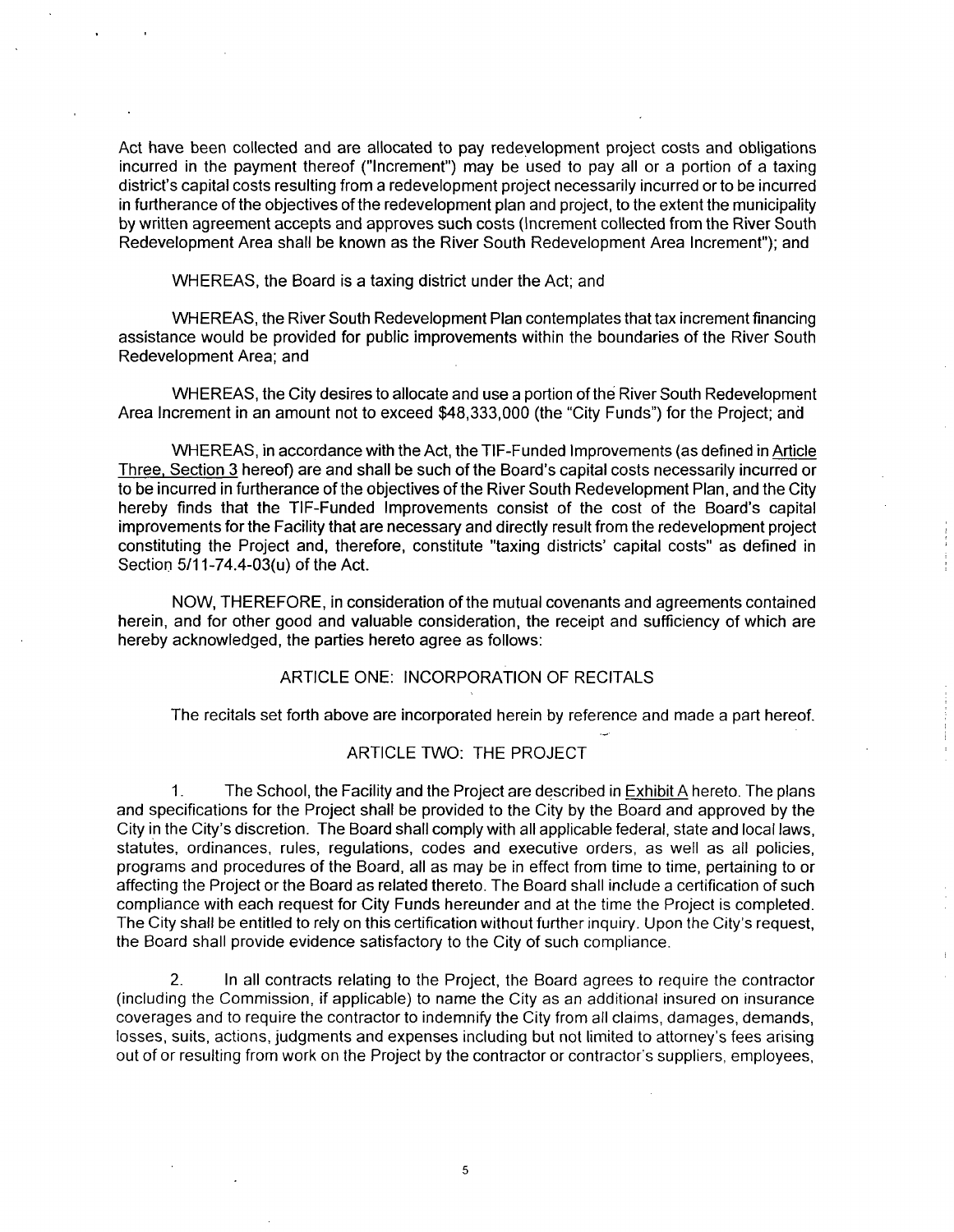Act have been collected and are allocated to pay redevelopment project costs and obligations incurred in the payment thereof ("Increment") may be used to pay all or a portion of a taxing district's capital costs resulting from a redevelopment project necessarily incurred or to be incurred in furtherance of the objectives of the redevelopment plan and project, to the extent the municipality by written agreement accepts and approves such costs (Increment collected from the River South Redevelopment Area shall be known as the River South Redevelopment Area Increment"); and

WHEREAS, the Board is a taxing district under the Act; and

WHEREAS, the River South Redevelopment Plan contemplates that tax increment financing assistance would be provided for public improvements within the boundaries of the River South Redevelopment Area; and

WHEREAS, the City desires to allocate and use a portion of the River South Redevelopment Area Increment in an amount not to exceed $48,333,000 (the "City Funds") for the Project; and

WHEREAS, in accordance with the Act, the TIF-Funded Improvements (as defined in Article Three, Section 3 hereof) are and shall be such of the Board's capital costs necessarily incurred or to be incurred in furtherance of the objectives of the River South Redevelopment Plan, and the City hereby finds that the TIF-Funded Improvements consist of the cost of the Board's capital improvements for the Facility that are necessary and directly result from the redevelopment project constituting the Project and, therefore, constitute "taxing districts' capital costs" as defined in Section 5/11-74.4-03(u) of the Act.

NOW, THEREFORE, in consideration of the mutual covenants and agreements contained herein, and for other good and valuable consideration, the receipt and sufficiency of which are hereby acknowledged, the parties hereto agree as follows:

## ARTICLE ONE: INCORPORATION OF RECITALS

The recitals set forth above are incorporated herein by reference and made a part hereof.

## ARTICLE TWO: THE PROJECT

1. The School, the Facility and the Project are described in Exhibit A hereto. The plans and specifications for the Project shall be provided to the City by the Board and approved by the City in the City's discretion. The Board shall comply with all applicable federal, state and local laws, statutes, ordinances, rules, regulations, codes and executive orders, as well as all policies, programs and procedures of the Board, all as may be in effect from time to time, pertaining to or affecting the Project or the Board as related thereto. The Board shall include a certification of such compliance with each request for City Funds hereunder and at the time the Project is completed. The City shall be entitled to rely on this certification without further inquiry. Upon the City's request, the Board shall provide evidence satisfactory to the City of such compliance.

2. In all contracts relating to the Project, the Board agrees to require the contractor (including the Commission, if applicable) to name the City as an additional insured on insurance coverages and to require the contractor to indemnify the City from all claims, damages, demands, losses, suits, actions, judgments and expenses including but not limited to attorney's fees arising out of or resulting from work on the Project by the contractor or contractor's suppliers, employees,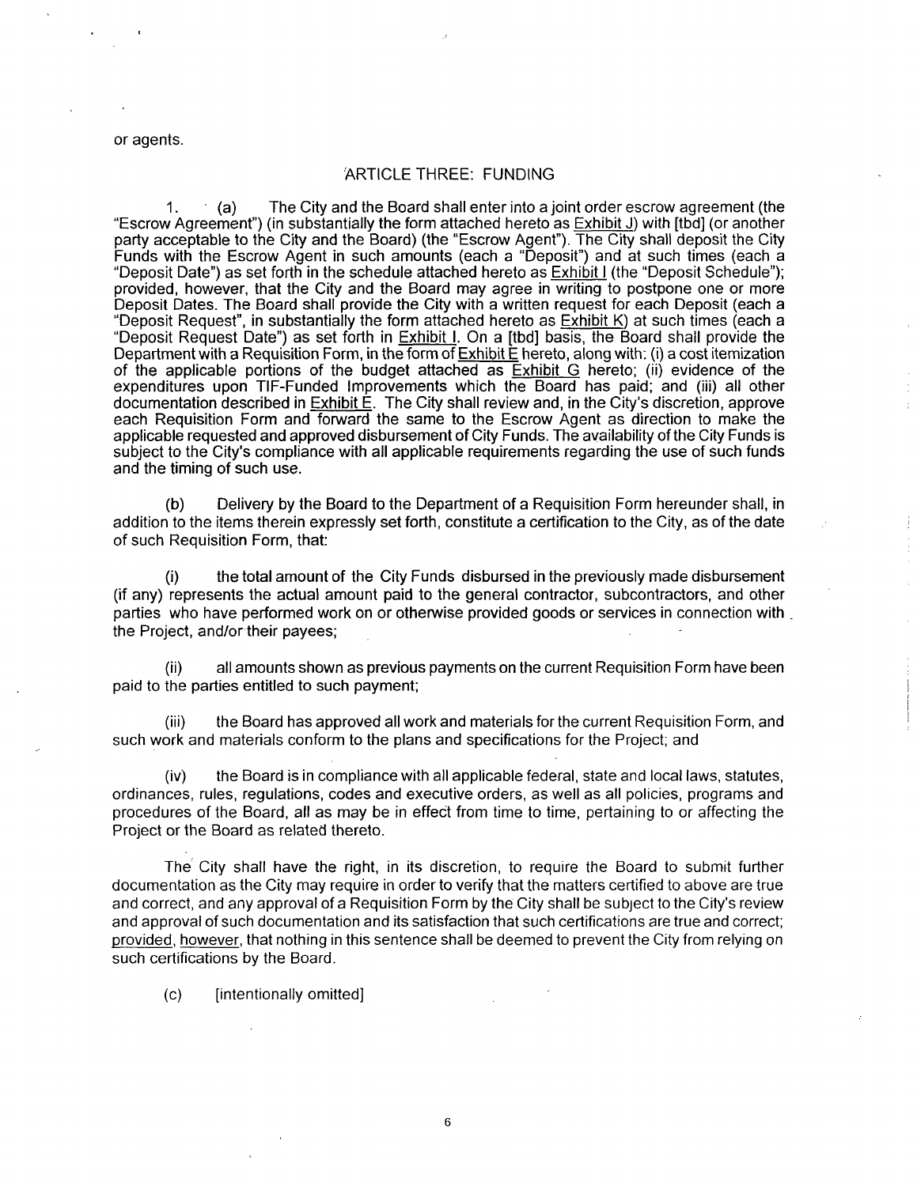or agents.

## ARTICLE THREE: FUNDING

1. (a) The City and the Board shall enter into a joint order escrow agreement (the "Escrow Agreement") (in substantially the form attached hereto as Exhibit J) with [tbd] (or another party acceptable to the City and the Board) (the "Escrow Agent"). The City shall deposit the City Funds with the Escrow Agent in such amounts (each a "Deposit") and at such times (each a "Deposit Date") as set forth in the schedule attached hereto as Exhibit I (the "Deposit Schedule"); provided, however, that the City and the Board may agree in writing to postpone one or more Deposit Dates. The Board shall provide the City with a written request for each Deposit (each a "Deposit Request", in substantially the form attached hereto as Exhibit K) at such times (each a "Deposit Request Date") as set forth in Exhibit I. On a [tbd] basis, the Board shall provide the Department with a Requisition Form, in the form of Exhibit E hereto, along with: (i) a cost itemization of the applicable portions of the budget attached as Exhibit G hereto; (ii) evidence of the expenditures upon TIF-Funded Improvements which the Board has paid; and (iii) all other documentation described in Exhibit E. The City shall review and, in the City's discretion, approve each Requisition Form and forward the same to the Escrow Agent as direction to make the applicable requested and approved disbursement of City Funds. The availability of the City Funds is subject to the City's compliance with all applicable requirements regarding the use of such funds and the timing of such use.

(b) Delivery by the Board to the Department of a Requisition Form hereunder shall, in addition to the items therein expressly set forth, constitute a certification to the City, as of the date of such Requisition Form, that:

(i) the total amount of the City Funds disbursed in the previously made disbursement (if any) represents the actual amount paid to the general contractor, subcontractors, and other parties who have performed work on or otherwise provided goods or services in connection with the Project, and/or their payees;

(ii) all amounts shown as previous payments on the current Requisition Form have been paid to the parties entitled to such payment;

(iii) the Board has approved all work and materials for the current Requisition Form, and such work and materials conform to the plans and specifications for the Project; and

(iv) the Board is in compliance with all applicable federal, state and local laws, statutes, ordinances, rules, regulations, codes and executive orders, as well as all policies, programs and procedures of the Board, all as may be in effect from time to time, pertaining to or affecting the Project or the Board as related thereto.

The City shall have the right, in its discretion, to require the Board to submit further documentation as the City may require in order to verify that the matters certified to above are true and correct, and any approval of a Requisition Form by the City shall be subject to the City's review and approval of such documentation and its satisfaction that such certifications are true and correct; provided, however, that nothing in this sentence shall be deemed to prevent the City from relying on such certifications by the Board.

(c) [intentionally omitted]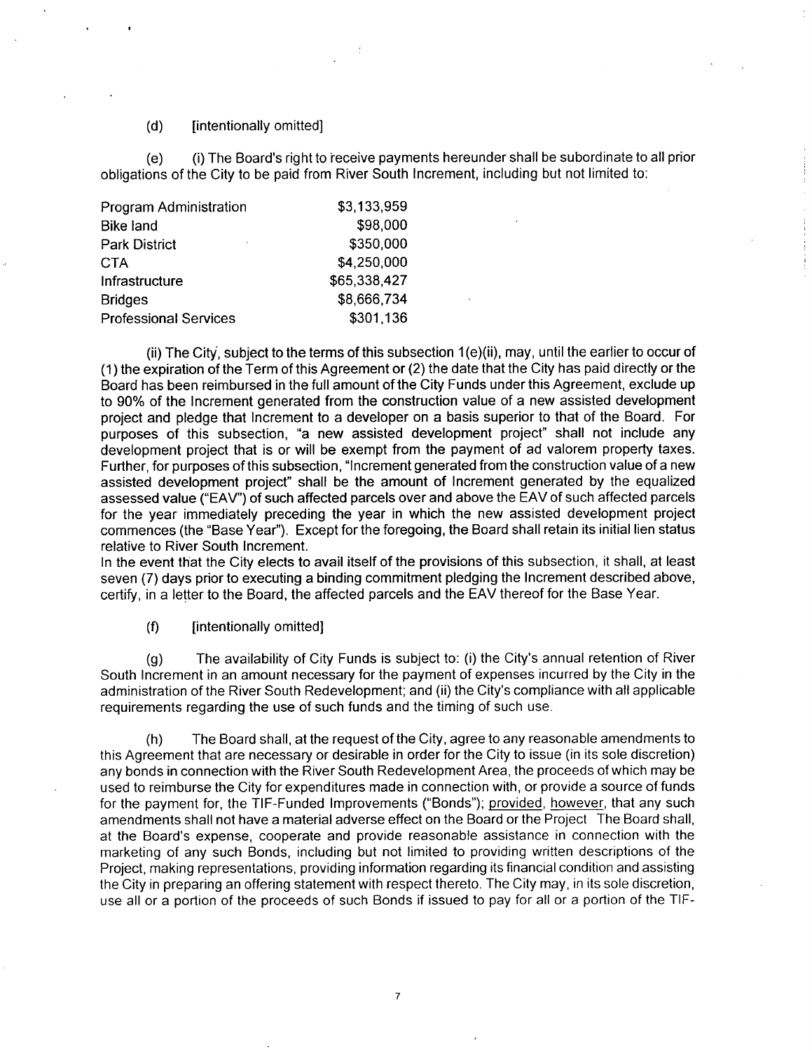(d) [intentionally omitted]

(e) (i) The Board's right to receive payments hereunder shall be subordinate to all prior obligations of the City to be paid from River South Increment, including but not limited to:

| | |
|---|---|
| Program Administration | $3,133,959 |
| Bike land | $98,000 |
| Park District | $350,000 |
| CTA | $4,250,000 |
| Infrastructure | $65,338,427 |
| Bridges | $8,666,734 |
| Professional Services | $301,136 |

(ii) The City, subject to the terms of this subsection 1(e)(ii), may, until the earlier to occur of (1) the expiration of the Term of this Agreement or (2) the date that the City has paid directly or the Board has been reimbursed in the full amount of the City Funds under this Agreement, exclude up to 90% of the Increment generated from the construction value of a new assisted development project and pledge that Increment to a developer on a basis superior to that of the Board. For purposes of this subsection, "a new assisted development project" shall not include any development project that is or will be exempt from the payment of ad valorem property taxes. Further, for purposes of this subsection, "Increment generated from the construction value of a new assisted development project" shall be the amount of Increment generated by the equalized assessed value ("EAV") of such affected parcels over and above the EAV of such affected parcels for the year immediately preceding the year in which the new assisted development project commences (the "Base Year"). Except for the foregoing, the Board shall retain its initial lien status relative to River South Increment.

In the event that the City elects to avail itself of the provisions of this subsection, it shall, at least seven (7) days prior to executing a binding commitment pledging the Increment described above, certify, in a letter to the Board, the affected parcels and the EAV thereof for the Base Year.

(f) [intentionally omitted]

(g) The availability of City Funds is subject to: (i) the City's annual retention of River South Increment in an amount necessary for the payment of expenses incurred by the City in the administration of the River South Redevelopment; and (ii) the City's compliance with all applicable requirements regarding the use of such funds and the timing of such use.

(h) The Board shall, at the request of the City, agree to any reasonable amendments to this Agreement that are necessary or desirable in order for the City to issue (in its sole discretion) any bonds in connection with the River South Redevelopment Area, the proceeds of which may be used to reimburse the City for expenditures made in connection with, or provide a source of funds for the payment for, the TIF-Funded Improvements ("Bonds"); provided, however, that any such amendments shall not have a material adverse effect on the Board or the Project The Board shall, at the Board's expense, cooperate and provide reasonable assistance in connection with the marketing of any such Bonds, including but not limited to providing written descriptions of the Project, making representations, providing information regarding its financial condition and assisting the City in preparing an offering statement with respect thereto. The City may, in its sole discretion, use all or a portion of the proceeds of such Bonds if issued to pay for all or a portion of the TIF-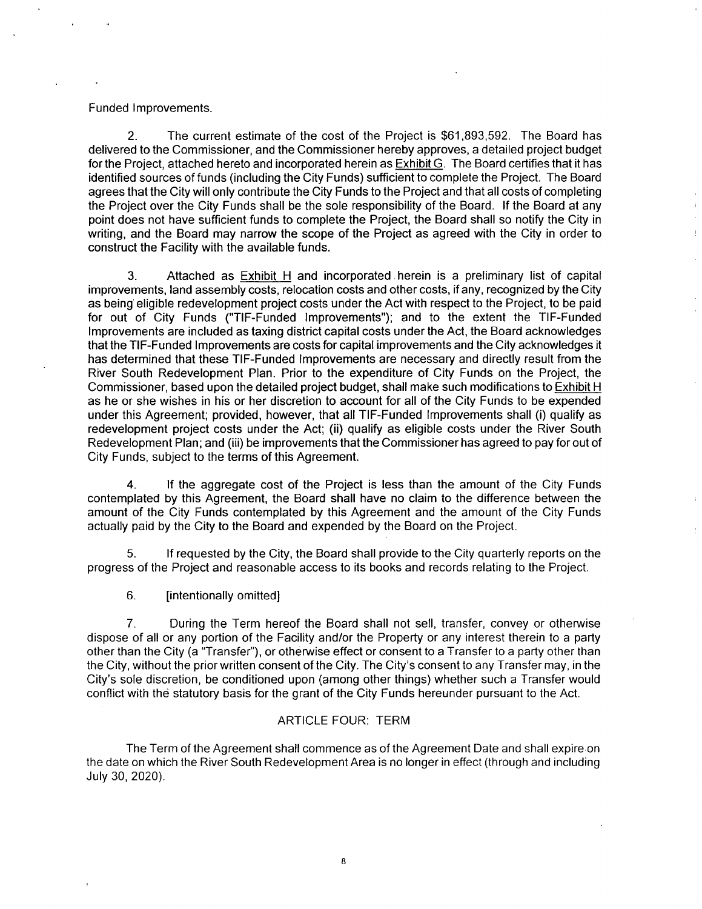Funded Improvements.

2. The current estimate of the cost of the Project is $61,893,592. The Board has delivered to the Commissioner, and the Commissioner hereby approves, a detailed project budget for the Project, attached hereto and incorporated herein as Exhibit G. The Board certifies that it has identified sources of funds (including the City Funds) sufficient to complete the Project. The Board agrees that the City will only contribute the City Funds to the Project and that all costs of completing the Project over the City Funds shall be the sole responsibility of the Board. If the Board at any point does not have sufficient funds to complete the Project, the Board shall so notify the City in writing, and the Board may narrow the scope of the Project as agreed with the City in order to construct the Facility with the available funds.

3. Attached as Exhibit H and incorporated herein is a preliminary list of capital improvements, land assembly costs, relocation costs and other costs, if any, recognized by the City as being eligible redevelopment project costs under the Act with respect to the Project, to be paid for out of City Funds ("TIF-Funded Improvements"); and to the extent the TIF-Funded Improvements are included as taxing district capital costs under the Act, the Board acknowledges that the TIF-Funded Improvements are costs for capital improvements and the City acknowledges it has determined that these TIF-Funded Improvements are necessary and directly result from the River South Redevelopment Plan. Prior to the expenditure of City Funds on the Project, the Commissioner, based upon the detailed project budget, shall make such modifications to Exhibit H as he or she wishes in his or her discretion to account for all of the City Funds to be expended under this Agreement; provided, however, that all TIF-Funded Improvements shall (i) qualify as redevelopment project costs under the Act; (ii) qualify as eligible costs under the River South Redevelopment Plan; and (iii) be improvements that the Commissioner has agreed to pay for out of City Funds, subject to the terms of this Agreement.

4. If the aggregate cost of the Project is less than the amount of the City Funds contemplated by this Agreement, the Board shall have no claim to the difference between the amount of the City Funds contemplated by this Agreement and the amount of the City Funds actually paid by the City to the Board and expended by the Board on the Project.

5. If requested by the City, the Board shall provide to the City quarterly reports on the progress of the Project and reasonable access to its books and records relating to the Project.

6. [intentionally omitted]

7. During the Term hereof the Board shall not sell, transfer, convey or otherwise dispose of all or any portion of the Facility and/or the Property or any interest therein to a party other than the City (a "Transfer"), or otherwise effect or consent to a Transfer to a party other than the City, without the prior written consent of the City. The City's consent to any Transfer may, in the City's sole discretion, be conditioned upon (among other things) whether such a Transfer would conflict with the statutory basis for the grant of the City Funds hereunder pursuant to the Act.

## ARTICLE FOUR: TERM

The Term of the Agreement shall commence as of the Agreement Date and shall expire on the date on which the River South Redevelopment Area is no longer in effect (through and including July 30, 2020).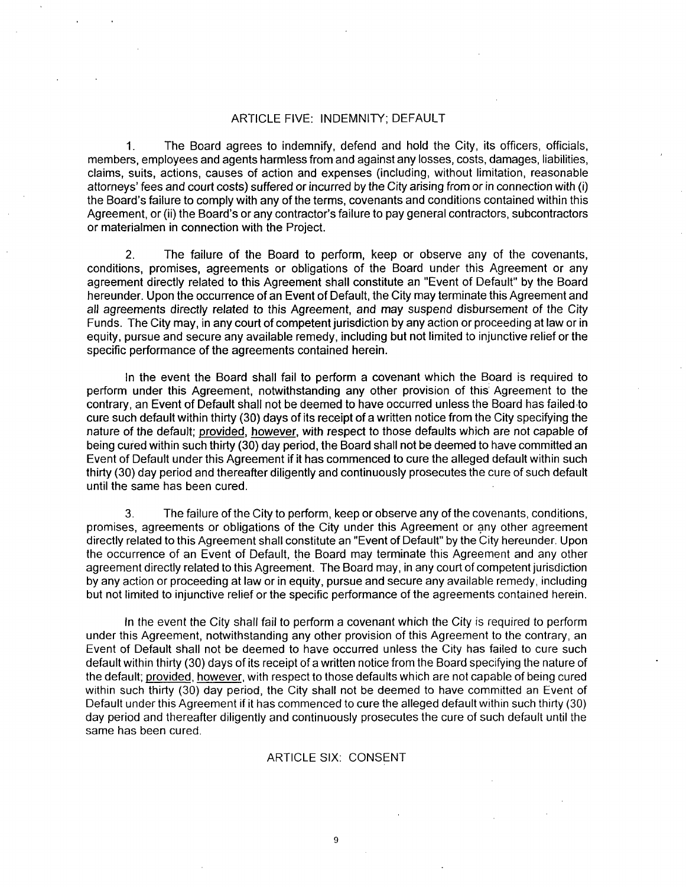## ARTICLE FIVE: INDEMNITY; DEFAULT

1. The Board agrees to indemnify, defend and hold the City, its officers, officials, members, employees and agents harmless from and against any losses, costs, damages, liabilities, claims, suits, actions, causes of action and expenses (including, without limitation, reasonable attorneys' fees and court costs) suffered or incurred by the City arising from or in connection with (i) the Board's failure to comply with any of the terms, covenants and conditions contained within this Agreement, or (ii) the Board's or any contractor's failure to pay general contractors, subcontractors or materialmen in connection with the Project.

2. The failure of the Board to perform, keep or observe any of the covenants, conditions, promises, agreements or obligations of the Board under this Agreement or any agreement directly related to this Agreement shall constitute an "Event of Default" by the Board hereunder. Upon the occurrence of an Event of Default, the City may terminate this Agreement and all agreements directly related to this Agreement, and may suspend disbursement of the City Funds. The City may, in any court of competent jurisdiction by any action or proceeding at law or in equity, pursue and secure any available remedy, including but not limited to injunctive relief or the specific performance of the agreements contained herein.

In the event the Board shall fail to perform a covenant which the Board is required to perform under this Agreement, notwithstanding any other provision of this Agreement to the contrary, an Event of Default shall not be deemed to have occurred unless the Board has failed to cure such default within thirty (30) days of its receipt of a written notice from the City specifying the nature of the default; provided, however, with respect to those defaults which are not capable of being cured within such thirty (30) day period, the Board shall not be deemed to have committed an Event of Default under this Agreement if it has commenced to cure the alleged default within such thirty (30) day period and thereafter diligently and continuously prosecutes the cure of such default until the same has been cured.

3. The failure of the City to perform, keep or observe any of the covenants, conditions, promises, agreements or obligations of the City under this Agreement or any other agreement directly related to this Agreement shall constitute an "Event of Default" by the City hereunder. Upon the occurrence of an Event of Default, the Board may terminate this Agreement and any other agreement directly related to this Agreement. The Board may, in any court of competent jurisdiction by any action or proceeding at law or in equity, pursue and secure any available remedy, including but not limited to injunctive relief or the specific performance of the agreements contained herein.

In the event the City shall fail to perform a covenant which the City is required to perform under this Agreement, notwithstanding any other provision of this Agreement to the contrary, an Event of Default shall not be deemed to have occurred unless the City has failed to cure such default within thirty (30) days of its receipt of a written notice from the Board specifying the nature of the default; provided, however, with respect to those defaults which are not capable of being cured within such thirty (30) day period, the City shall not be deemed to have committed an Event of Default under this Agreement if it has commenced to cure the alleged default within such thirty (30) day period and thereafter diligently and continuously prosecutes the cure of such default until the same has been cured.

## ARTICLE SIX: CONSENT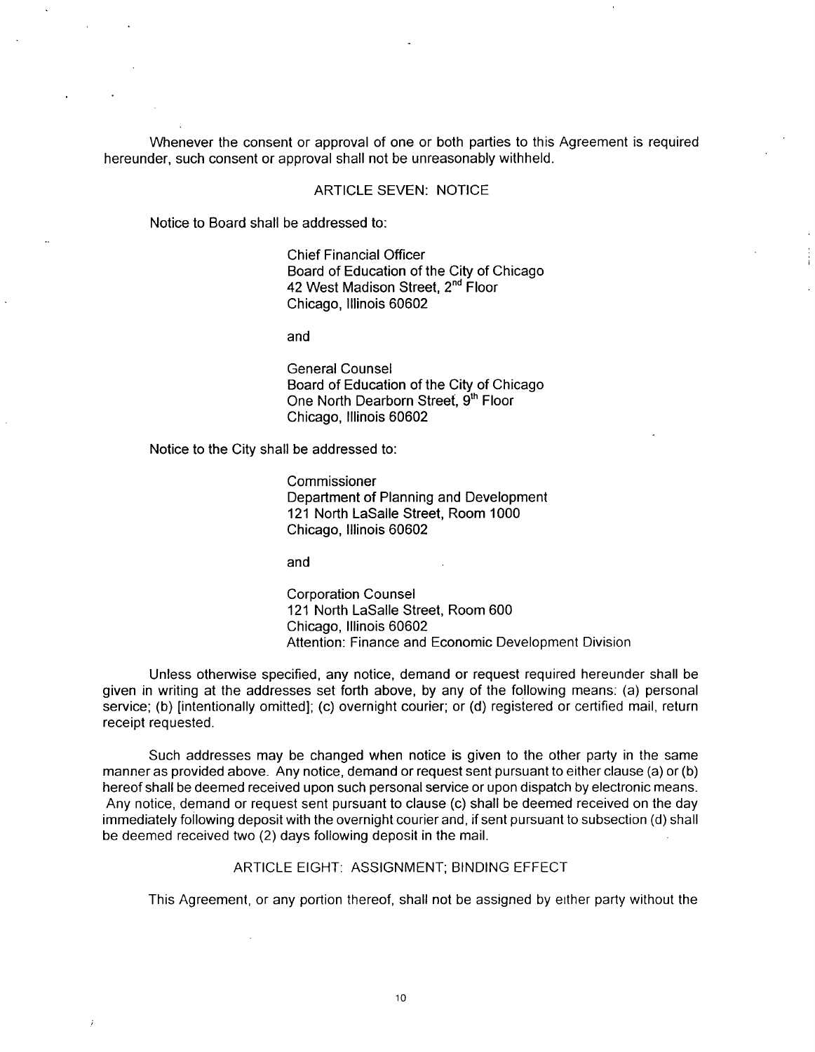Whenever the consent or approval of one or both parties to this Agreement is required hereunder, such consent or approval shall not be unreasonably withheld.

## ARTICLE SEVEN: NOTICE

Notice to Board shall be addressed to:

> Chief Financial Officer
> Board of Education of the City of Chicago
> 42 West Madison Street, 2nd Floor
> Chicago, Illinois 60602
>
> and
>
> General Counsel
> Board of Education of the City of Chicago
> One North Dearborn Street, 9th Floor
> Chicago, Illinois 60602

Notice to the City shall be addressed to:

> Commissioner
> Department of Planning and Development
> 121 North LaSalle Street, Room 1000
> Chicago, Illinois 60602
>
> and
>
> Corporation Counsel
> 121 North LaSalle Street, Room 600
> Chicago, Illinois 60602
> Attention: Finance and Economic Development Division

Unless otherwise specified, any notice, demand or request required hereunder shall be given in writing at the addresses set forth above, by any of the following means: (a) personal service; (b) [intentionally omitted]; (c) overnight courier; or (d) registered or certified mail, return receipt requested.

Such addresses may be changed when notice is given to the other party in the same manner as provided above. Any notice, demand or request sent pursuant to either clause (a) or (b) hereof shall be deemed received upon such personal service or upon dispatch by electronic means. Any notice, demand or request sent pursuant to clause (c) shall be deemed received on the day immediately following deposit with the overnight courier and, if sent pursuant to subsection (d) shall be deemed received two (2) days following deposit in the mail.

## ARTICLE EIGHT: ASSIGNMENT; BINDING EFFECT

This Agreement, or any portion thereof, shall not be assigned by either party without the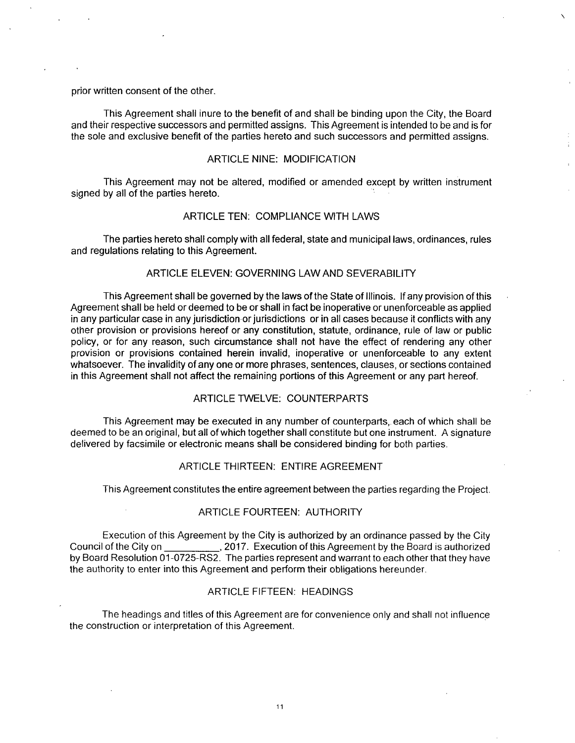prior written consent of the other.

This Agreement shall inure to the benefit of and shall be binding upon the City, the Board and their respective successors and permitted assigns. This Agreement is intended to be and is for the sole and exclusive benefit of the parties hereto and such successors and permitted assigns.

## ARTICLE NINE: MODIFICATION

This Agreement may not be altered, modified or amended except by written instrument signed by all of the parties hereto.

## ARTICLE TEN: COMPLIANCE WITH LAWS

The parties hereto shall comply with all federal, state and municipal laws, ordinances, rules and regulations relating to this Agreement.

## ARTICLE ELEVEN: GOVERNING LAW AND SEVERABILITY

This Agreement shall be governed by the laws of the State of Illinois. If any provision of this Agreement shall be held or deemed to be or shall in fact be inoperative or unenforceable as applied in any particular case in any jurisdiction or jurisdictions or in all cases because it conflicts with any other provision or provisions hereof or any constitution, statute, ordinance, rule of law or public policy, or for any reason, such circumstance shall not have the effect of rendering any other provision or provisions contained herein invalid, inoperative or unenforceable to any extent whatsoever. The invalidity of any one or more phrases, sentences, clauses, or sections contained in this Agreement shall not affect the remaining portions of this Agreement or any part hereof.

## ARTICLE TWELVE: COUNTERPARTS

This Agreement may be executed in any number of counterparts, each of which shall be deemed to be an original, but all of which together shall constitute but one instrument. A signature delivered by facsimile or electronic means shall be considered binding for both parties.

## ARTICLE THIRTEEN: ENTIRE AGREEMENT

This Agreement constitutes the entire agreement between the parties regarding the Project.

## ARTICLE FOURTEEN: AUTHORITY

Execution of this Agreement by the City is authorized by an ordinance passed by the City Council of the City on __________, 2017. Execution of this Agreement by the Board is authorized by Board Resolution 01-0725-RS2. The parties represent and warrant to each other that they have the authority to enter into this Agreement and perform their obligations hereunder.

## ARTICLE FIFTEEN: HEADINGS

The headings and titles of this Agreement are for convenience only and shall not influence the construction or interpretation of this Agreement.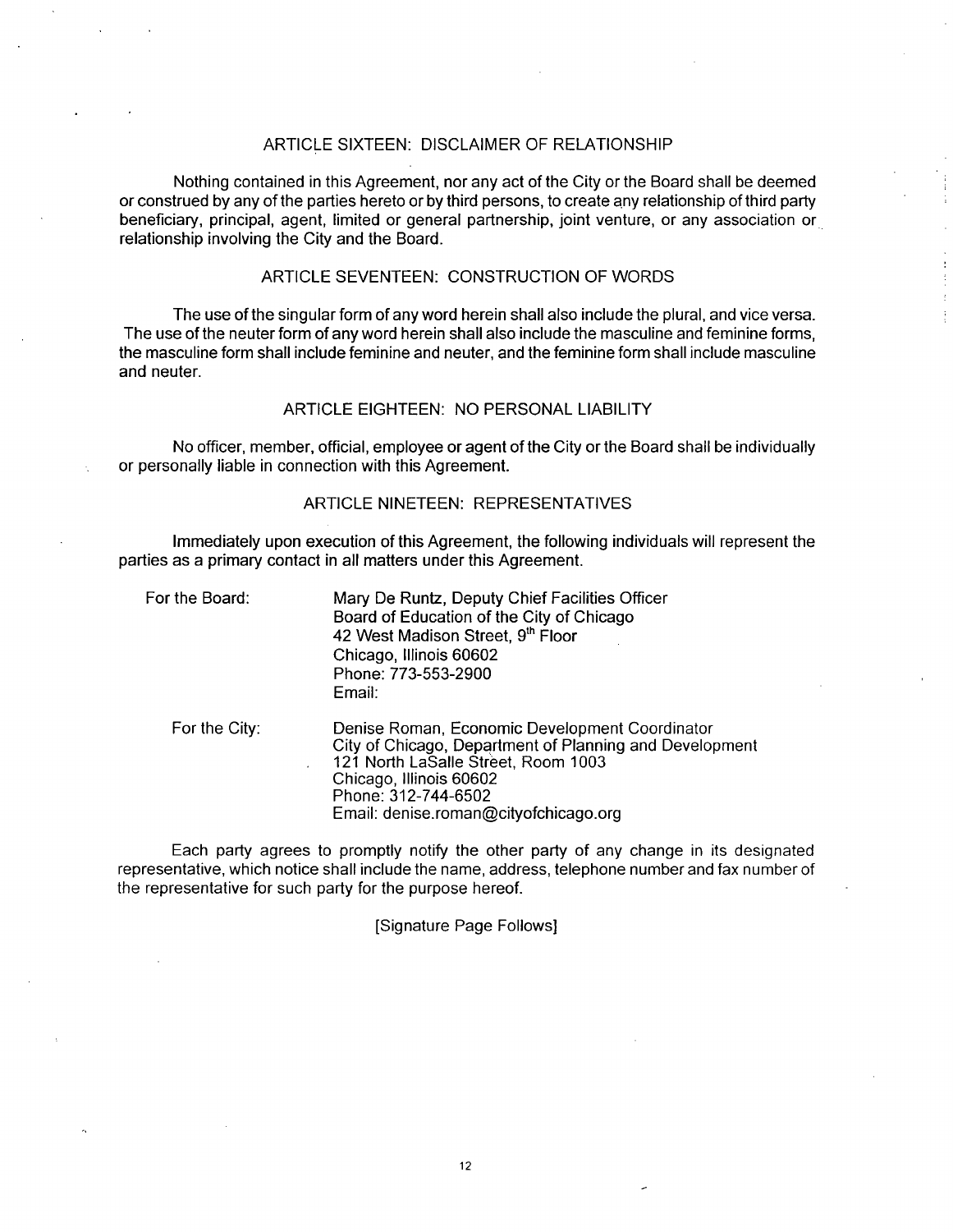## ARTICLE SIXTEEN: DISCLAIMER OF RELATIONSHIP

Nothing contained in this Agreement, nor any act of the City or the Board shall be deemed or construed by any of the parties hereto or by third persons, to create any relationship of third party beneficiary, principal, agent, limited or general partnership, joint venture, or any association or relationship involving the City and the Board.

## ARTICLE SEVENTEEN: CONSTRUCTION OF WORDS

The use of the singular form of any word herein shall also include the plural, and vice versa. The use of the neuter form of any word herein shall also include the masculine and feminine forms, the masculine form shall include feminine and neuter, and the feminine form shall include masculine and neuter.

## ARTICLE EIGHTEEN: NO PERSONAL LIABILITY

No officer, member, official, employee or agent of the City or the Board shall be individually or personally liable in connection with this Agreement.

## ARTICLE NINETEEN: REPRESENTATIVES

Immediately upon execution of this Agreement, the following individuals will represent the parties as a primary contact in all matters under this Agreement.

For the Board:

Mary De Runtz, Deputy Chief Facilities Officer
Board of Education of the City of Chicago
42 West Madison Street, 9th Floor
Chicago, Illinois 60602
Phone: 773-553-2900
Email:

For the City:

Denise Roman, Economic Development Coordinator
City of Chicago, Department of Planning and Development
121 North LaSalle Street, Room 1003
Chicago, Illinois 60602
Phone: 312-744-6502
Email: denise.roman@cityofchicago.org

Each party agrees to promptly notify the other party of any change in its designated representative, which notice shall include the name, address, telephone number and fax number of the representative for such party for the purpose hereof.

[Signature Page Follows]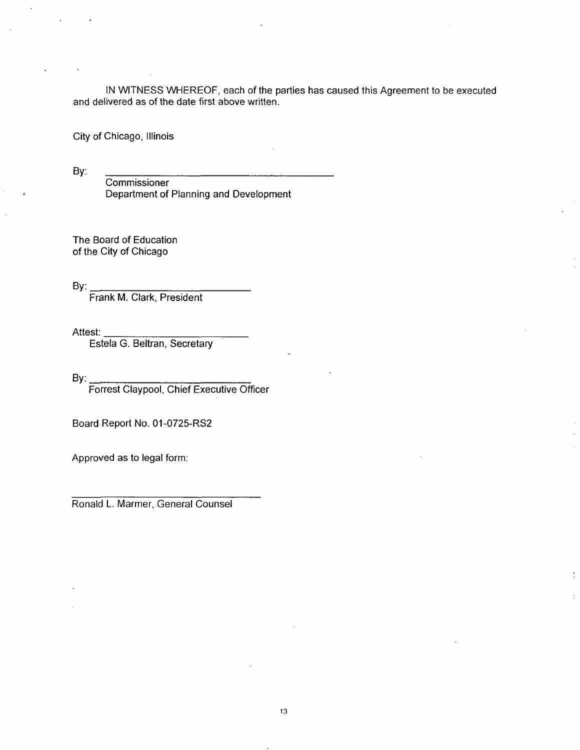IN WITNESS WHEREOF, each of the parties has caused this Agreement to be executed and delivered as of the date first above written.

City of Chicago, Illinois

By: ________________________________________
Commissioner
Department of Planning and Development

The Board of Education
of the City of Chicago

By: ____________________________
Frank M. Clark, President

Attest: __________________________
Estela G. Beltran, Secretary

By: ____________________________
Forrest Claypool, Chief Executive Officer

Board Report No. 01-0725-RS2

Approved as to legal form:

________________________________
Ronald L. Marmer, General Counsel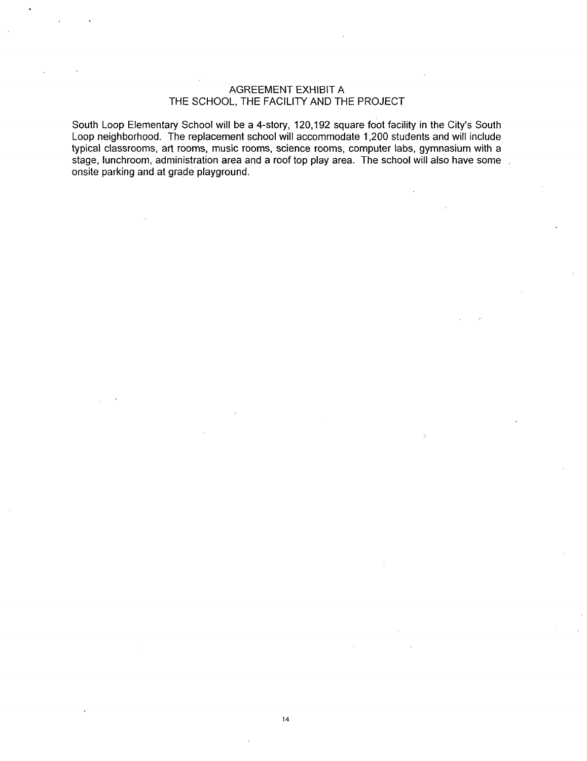# AGREEMENT EXHIBIT A
## THE SCHOOL, THE FACILITY AND THE PROJECT

South Loop Elementary School will be a 4-story, 120,192 square foot facility in the City's South Loop neighborhood. The replacement school will accommodate 1,200 students and will include typical classrooms, art rooms, music rooms, science rooms, computer labs, gymnasium with a stage, lunchroom, administration area and a roof top play area. The school will also have some onsite parking and at grade playground.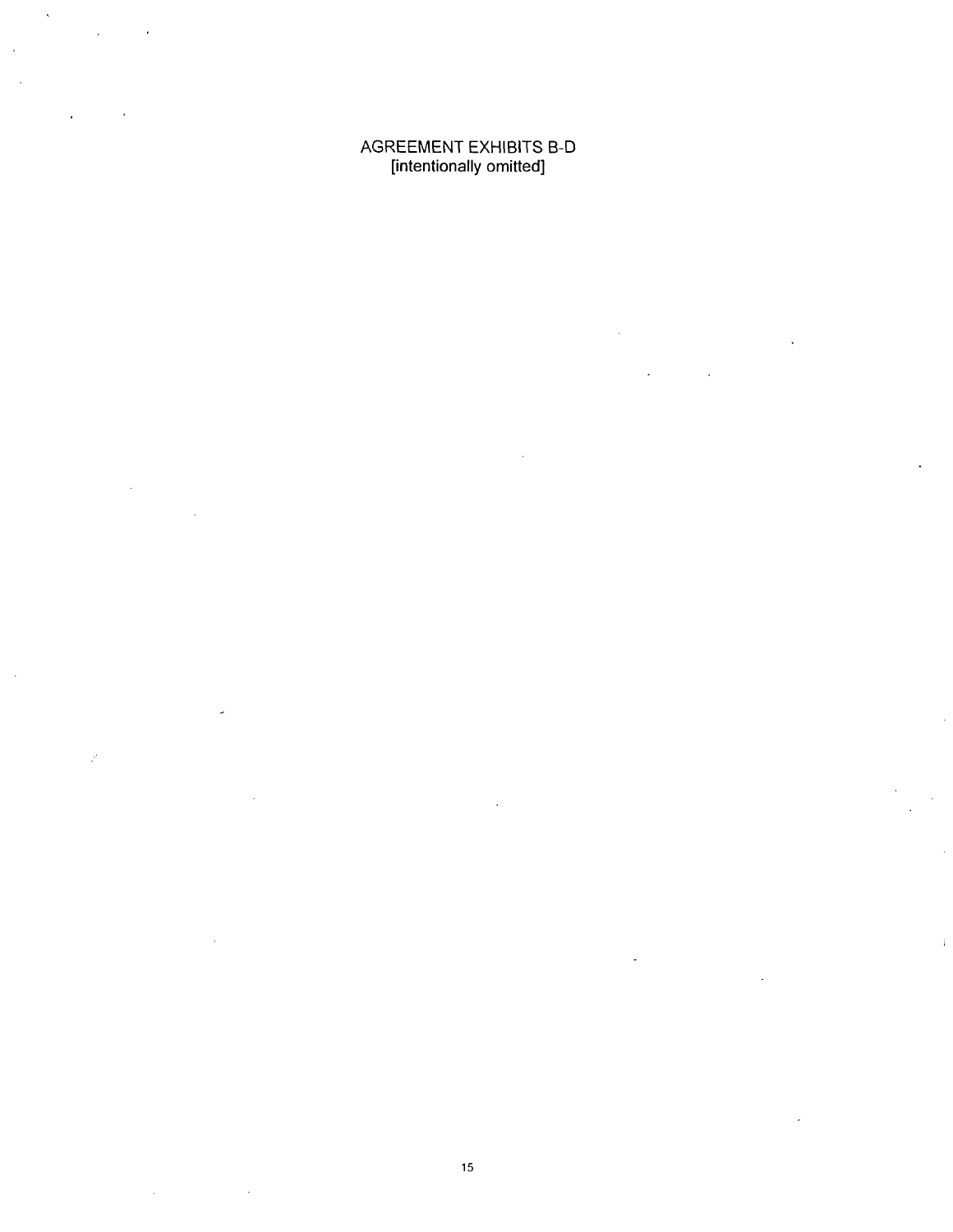AGREEMENT EXHIBITS B-D
[intentionally omitted]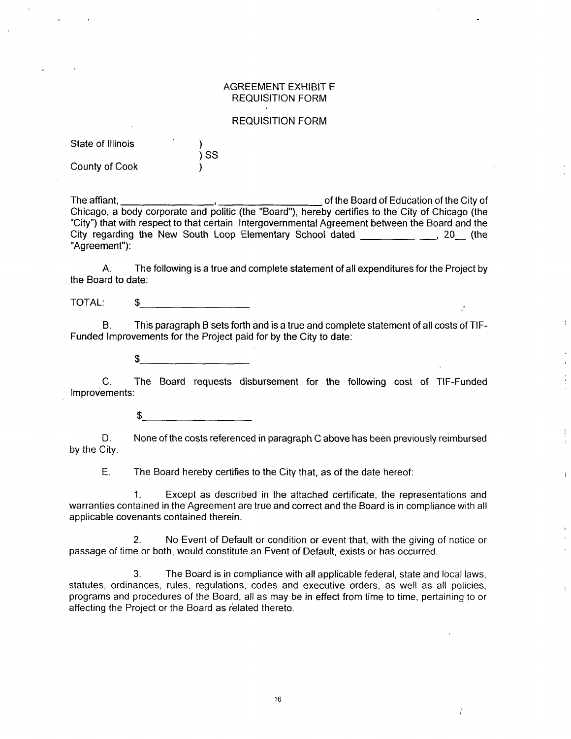AGREEMENT EXHIBIT E
REQUISITION FORM

REQUISITION FORM

State of Illinois )
) SS
County of Cook )

The affiant, _________________, ___________________ of the Board of Education of the City of Chicago, a body corporate and politic (the "Board"), hereby certifies to the City of Chicago (the "City") that with respect to that certain Intergovernmental Agreement between the Board and the City regarding the New South Loop Elementary School dated __________ ___, 20__ (the "Agreement"):

A. The following is a true and complete statement of all expenditures for the Project by the Board to date:

TOTAL: $____________________

B. This paragraph B sets forth and is a true and complete statement of all costs of TIF-Funded Improvements for the Project paid for by the City to date:

$____________________

C. The Board requests disbursement for the following cost of TIF-Funded Improvements:

$____________________

D. None of the costs referenced in paragraph C above has been previously reimbursed by the City.

E. The Board hereby certifies to the City that, as of the date hereof:

1. Except as described in the attached certificate, the representations and warranties contained in the Agreement are true and correct and the Board is in compliance with all applicable covenants contained therein.

2. No Event of Default or condition or event that, with the giving of notice or passage of time or both, would constitute an Event of Default, exists or has occurred.

3. The Board is in compliance with all applicable federal, state and local laws, statutes, ordinances, rules, regulations, codes and executive orders, as well as all policies, programs and procedures of the Board, all as may be in effect from time to time, pertaining to or affecting the Project or the Board as related thereto.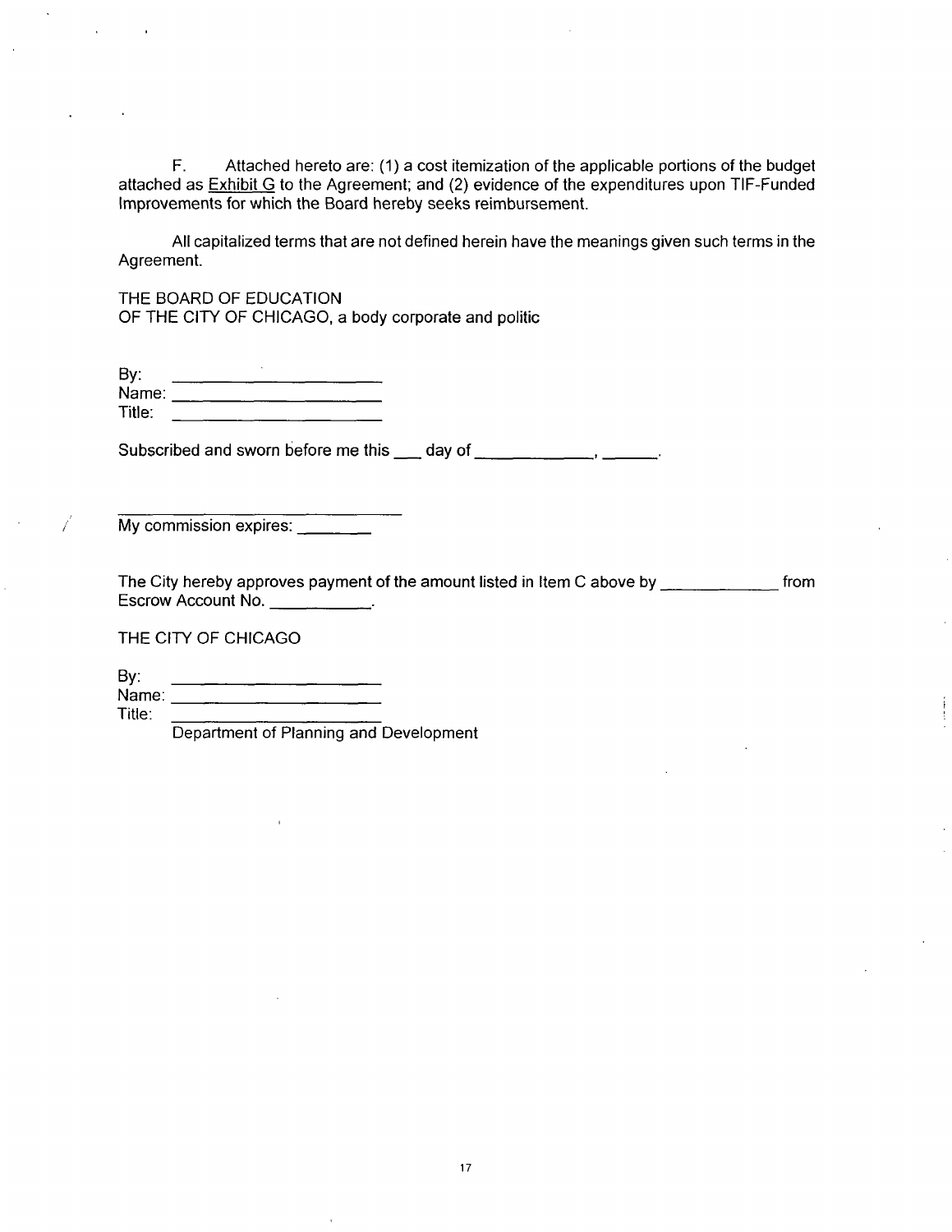F. Attached hereto are: (1) a cost itemization of the applicable portions of the budget attached as Exhibit G to the Agreement; and (2) evidence of the expenditures upon TIF-Funded Improvements for which the Board hereby seeks reimbursement.

All capitalized terms that are not defined herein have the meanings given such terms in the Agreement.

THE BOARD OF EDUCATION
OF THE CITY OF CHICAGO, a body corporate and politic

By: ______________________
Name: ______________________
Title: ______________________

Subscribed and sworn before me this ___ day of ____________, ______.

______________________________
My commission expires: ________

The City hereby approves payment of the amount listed in Item C above by ____________ from Escrow Account No. __________.

THE CITY OF CHICAGO

By: ______________________
Name: ______________________
Title: ______________________
Department of Planning and Development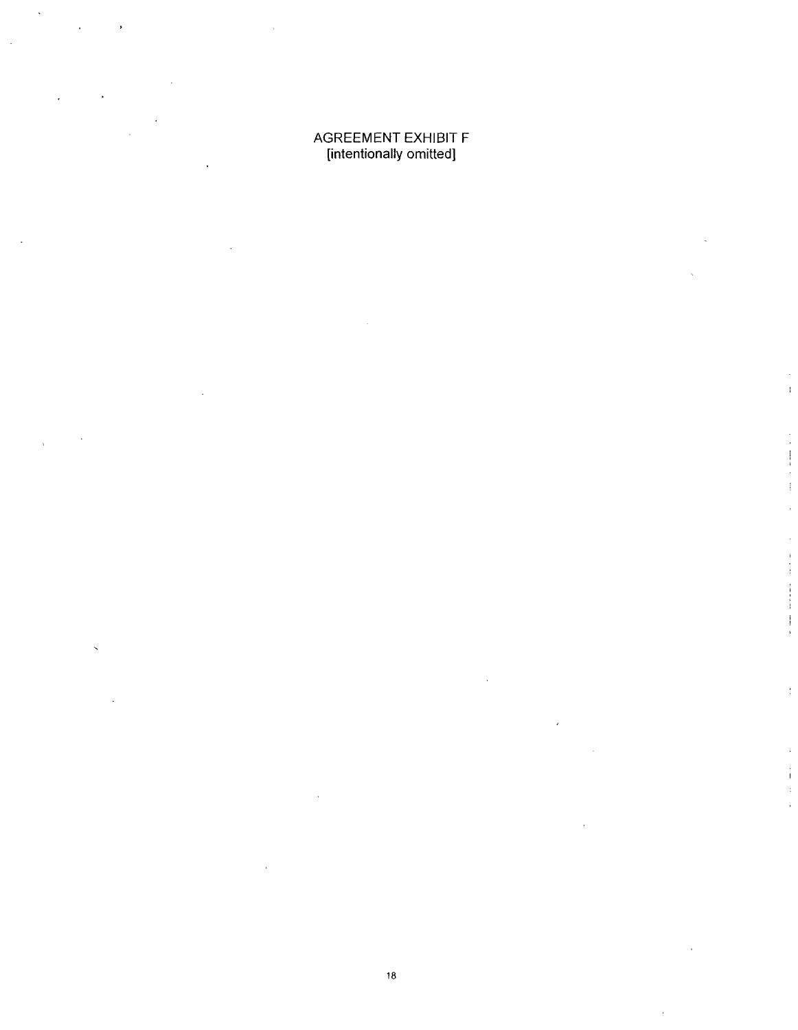AGREEMENT EXHIBIT F

[intentionally omitted]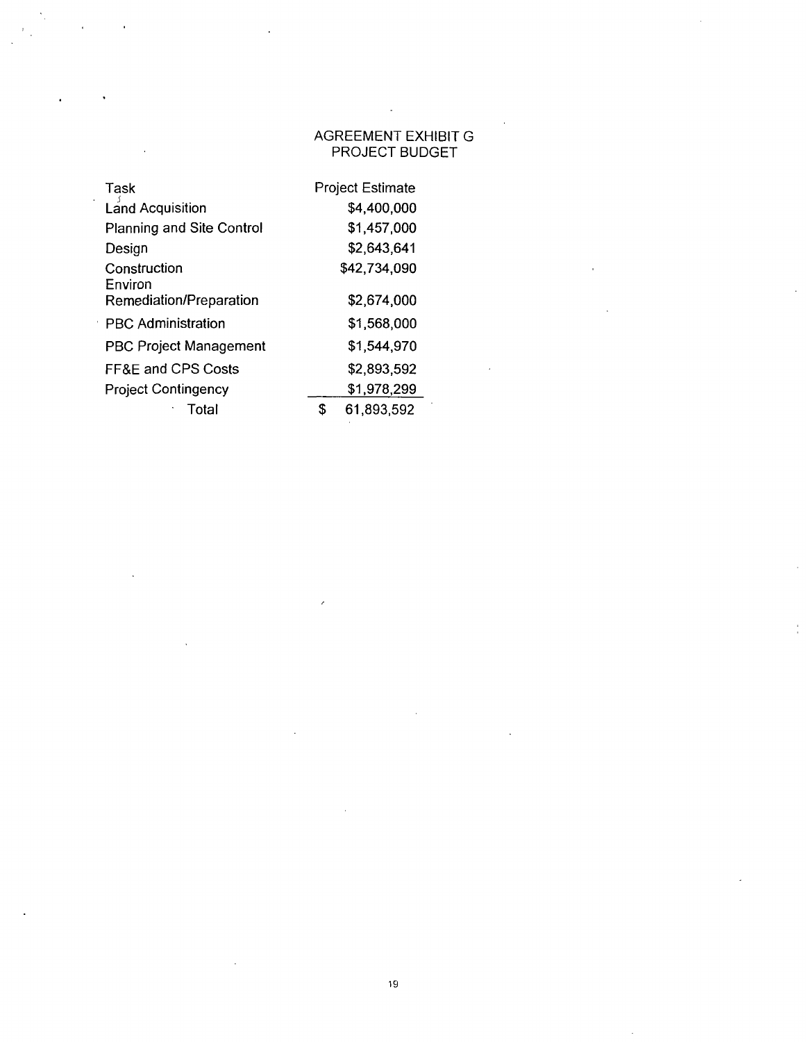# AGREEMENT EXHIBIT G
## PROJECT BUDGET

| Task | Project Estimate |
|---|---|
| Land Acquisition | $4,400,000 |
| Planning and Site Control | $1,457,000 |
| Design | $2,643,641 |
| Construction | $42,734,090 |
| Environ Remediation/Preparation | $2,674,000 |
| PBC Administration | $1,568,000 |
| PBC Project Management | $1,544,970 |
| FF&E and CPS Costs | $2,893,592 |
| Project Contingency | $1,978,299 |
| Total | $ 61,893,592 |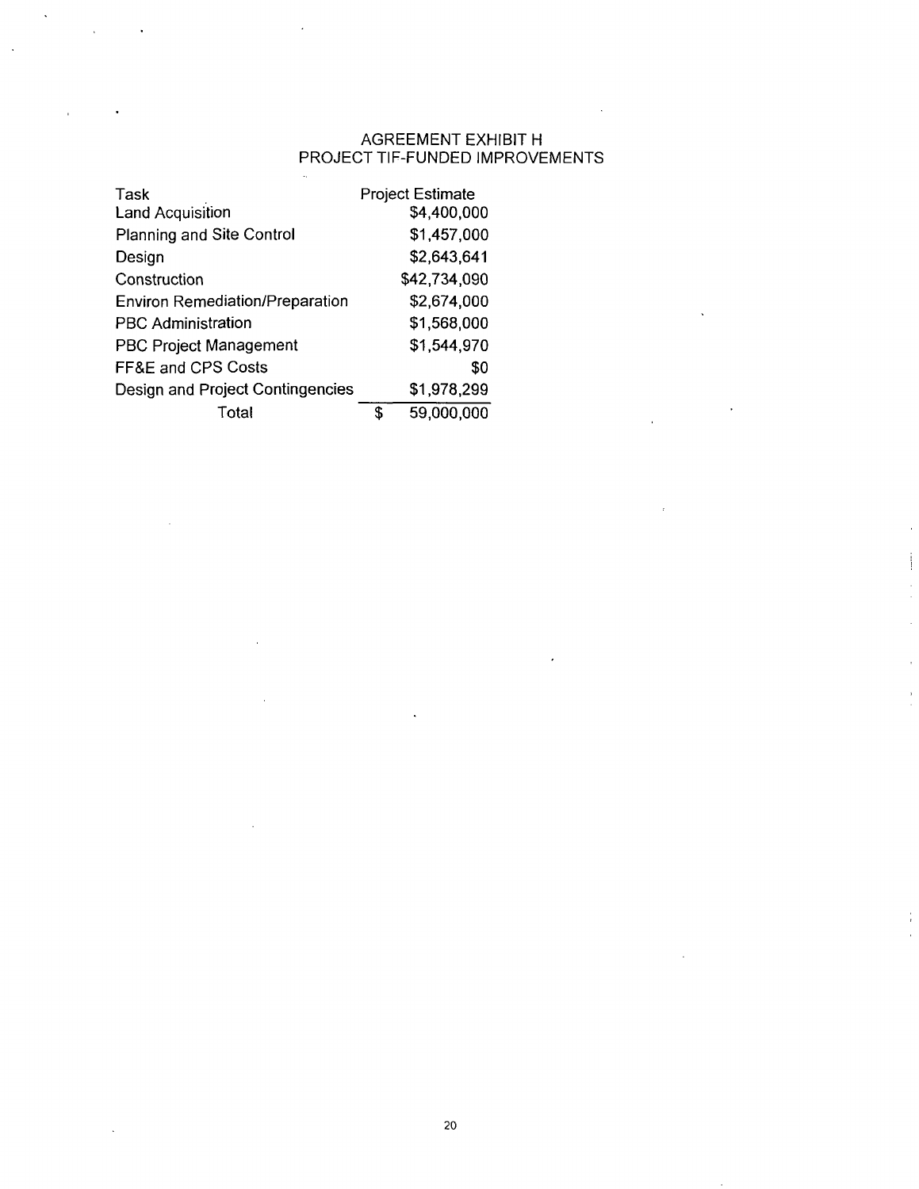# AGREEMENT EXHIBIT H
## PROJECT TIF-FUNDED IMPROVEMENTS

| Task | Project Estimate |
| --- | --- |
| Land Acquisition | $4,400,000 |
| Planning and Site Control | $1,457,000 |
| Design | $2,643,641 |
| Construction | $42,734,090 |
| Environ Remediation/Preparation | $2,674,000 |
| PBC Administration | $1,568,000 |
| PBC Project Management | $1,544,970 |
| FF&E and CPS Costs | $0 |
| Design and Project Contingencies | $1,978,299 |
| Total | $ 59,000,000 |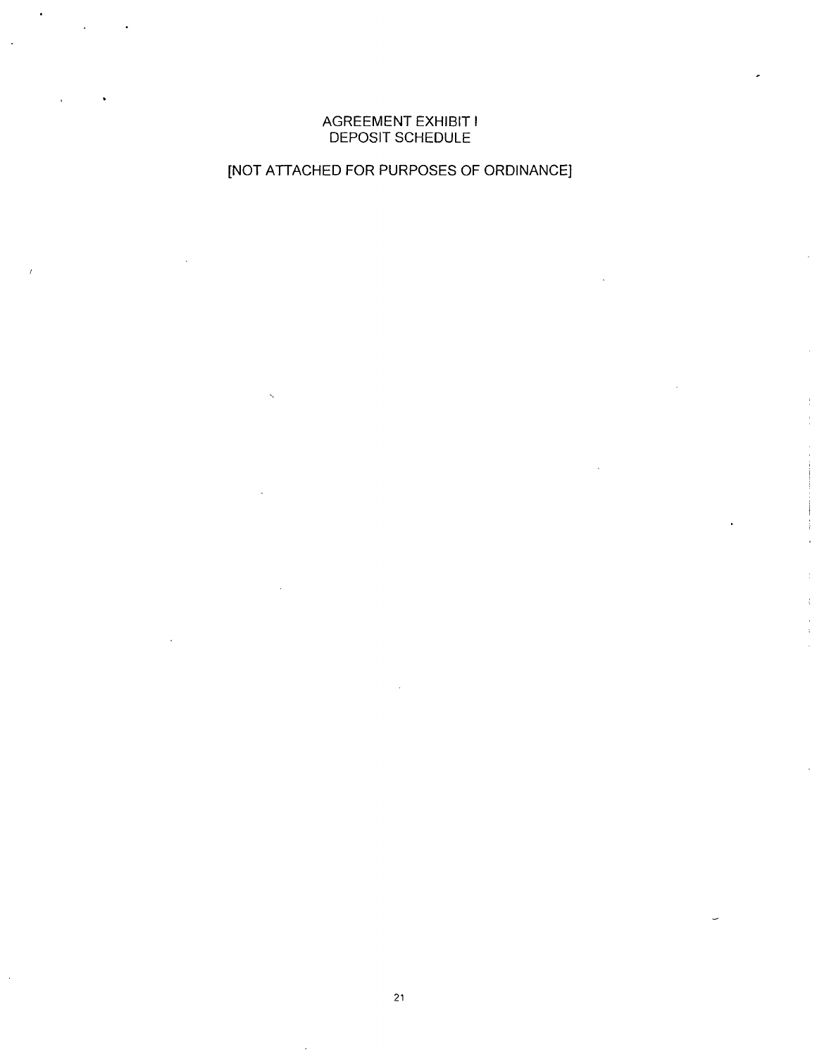# AGREEMENT EXHIBIT I
# DEPOSIT SCHEDULE

[NOT ATTACHED FOR PURPOSES OF ORDINANCE]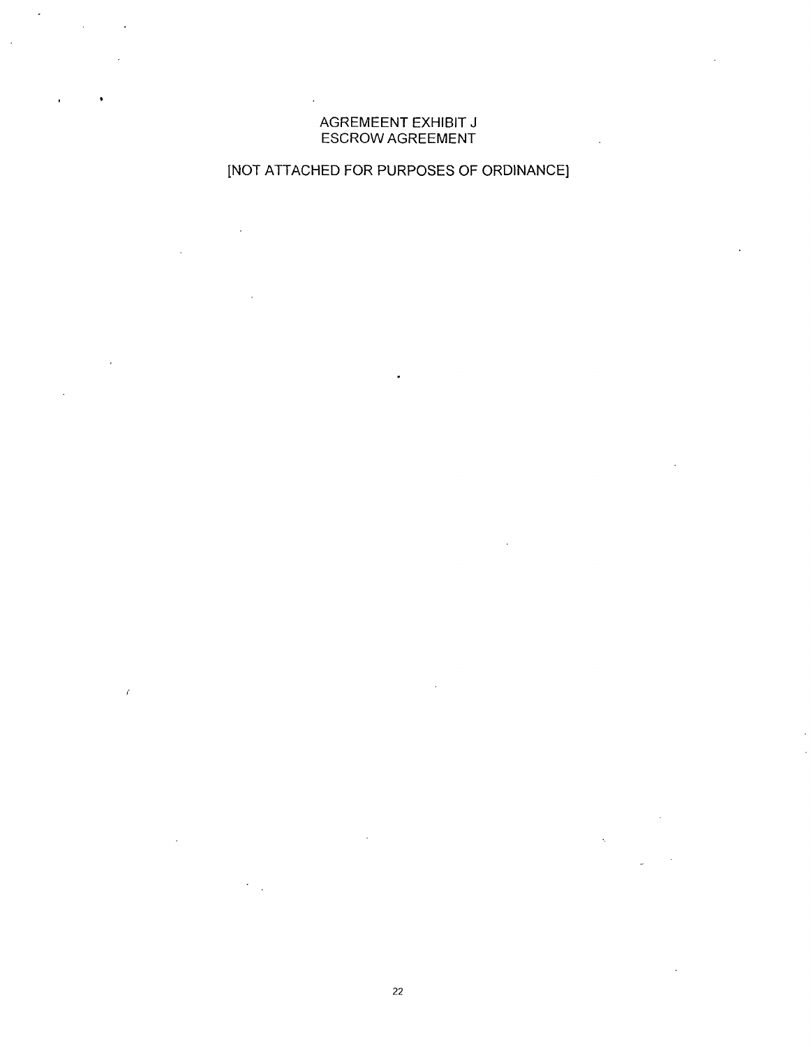# AGREMEENT EXHIBIT J
# ESCROW AGREEMENT

[NOT ATTACHED FOR PURPOSES OF ORDINANCE]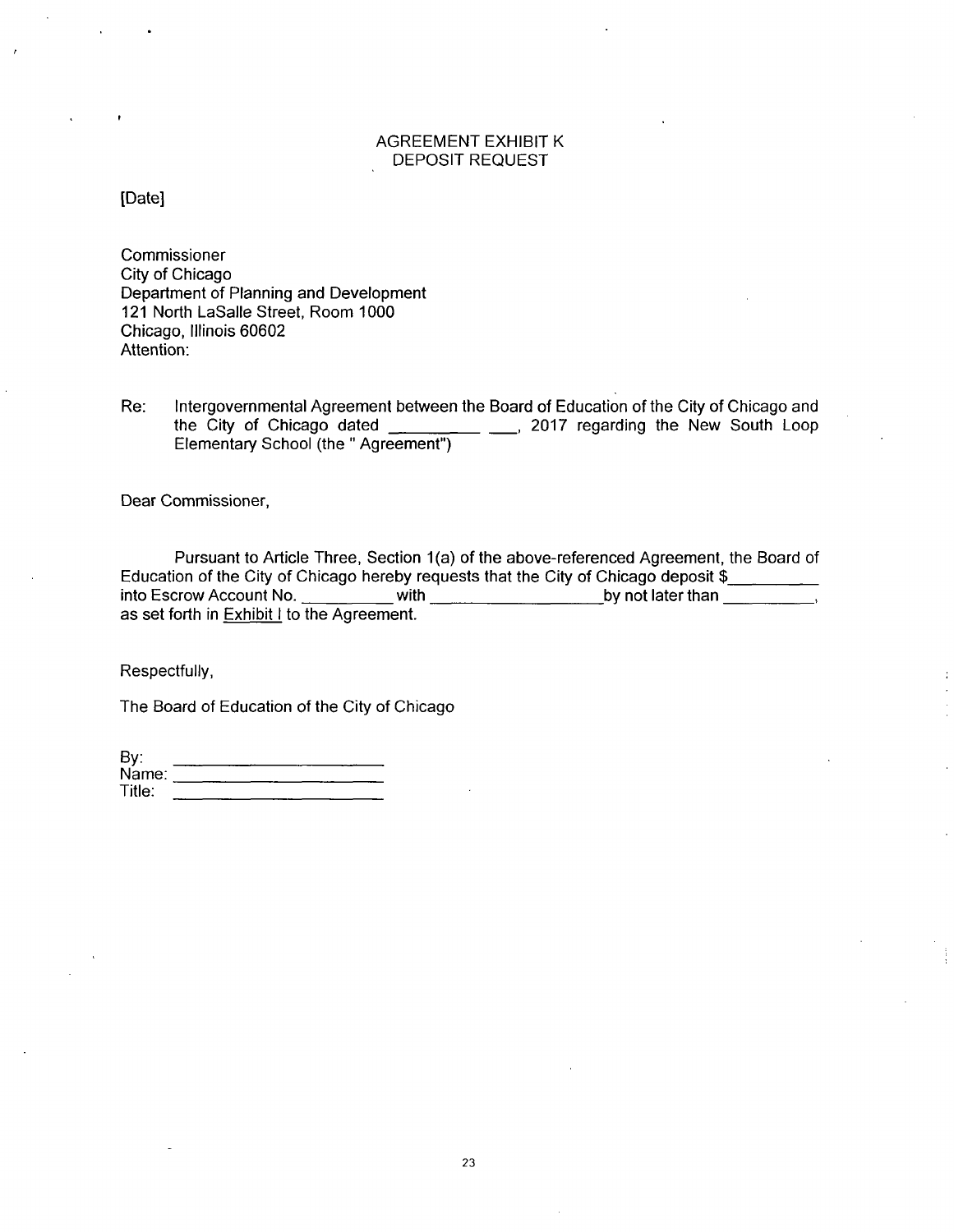# AGREEMENT EXHIBIT K
## DEPOSIT REQUEST

[Date]

Commissioner
City of Chicago
Department of Planning and Development
121 North LaSalle Street, Room 1000
Chicago, Illinois 60602
Attention:

Re: Intergovernmental Agreement between the Board of Education of the City of Chicago and the City of Chicago dated __________ ___, 2017 regarding the New South Loop Elementary School (the " Agreement")

Dear Commissioner,

Pursuant to Article Three, Section 1(a) of the above-referenced Agreement, the Board of Education of the City of Chicago hereby requests that the City of Chicago deposit $__________ into Escrow Account No. __________ with ____________________ by not later than __________, as set forth in Exhibit I to the Agreement.

Respectfully,

The Board of Education of the City of Chicago

By: ______________________
Name: ______________________
Title: ______________________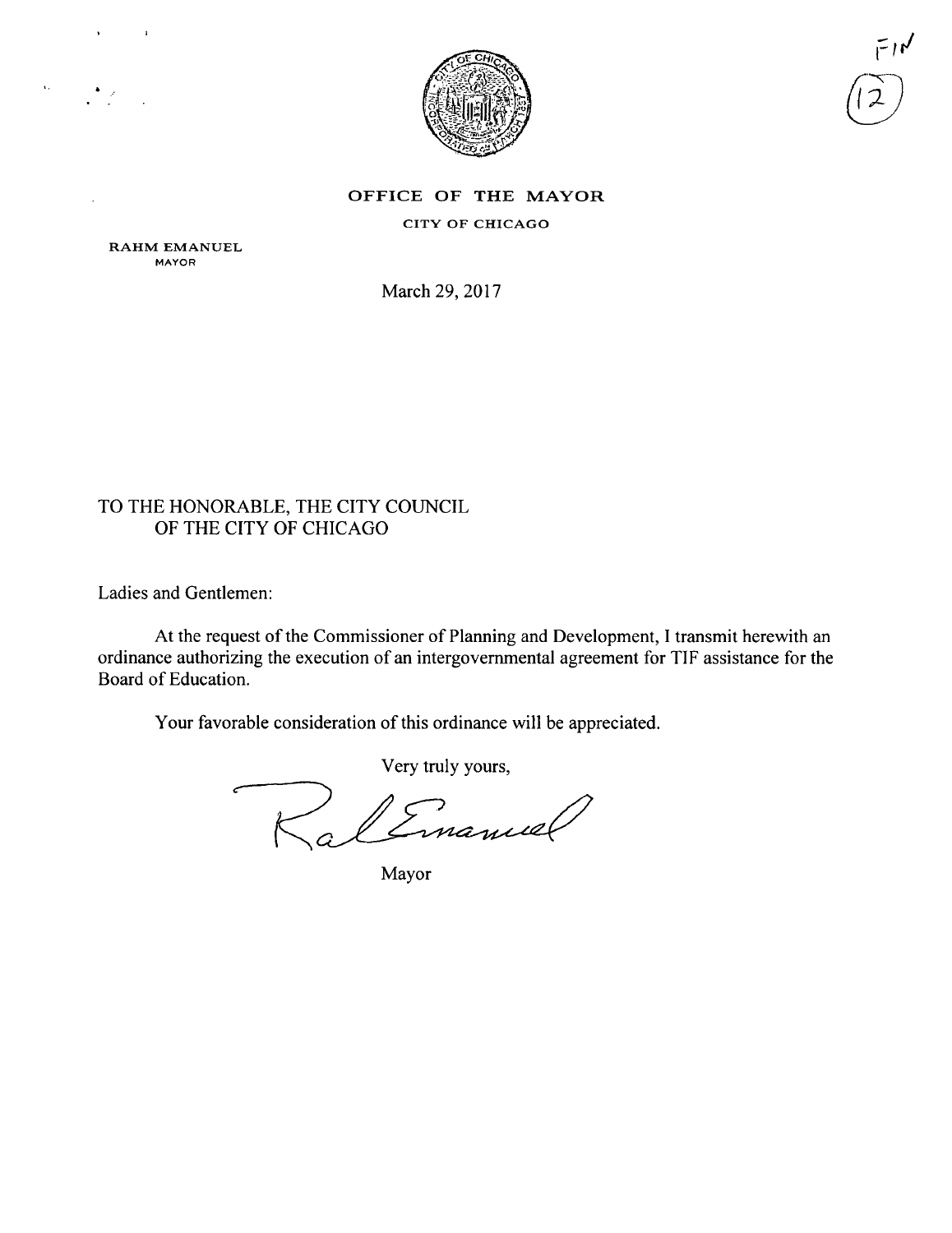FIN

(12)

**OFFICE OF THE MAYOR**

CITY OF CHICAGO

RAHM EMANUEL
MAYOR

March 29, 2017

TO THE HONORABLE, THE CITY COUNCIL
OF THE CITY OF CHICAGO

Ladies and Gentlemen:

At the request of the Commissioner of Planning and Development, I transmit herewith an ordinance authorizing the execution of an intergovernmental agreement for TIF assistance for the Board of Education.

Your favorable consideration of this ordinance will be appreciated.

Very truly yours,

Mayor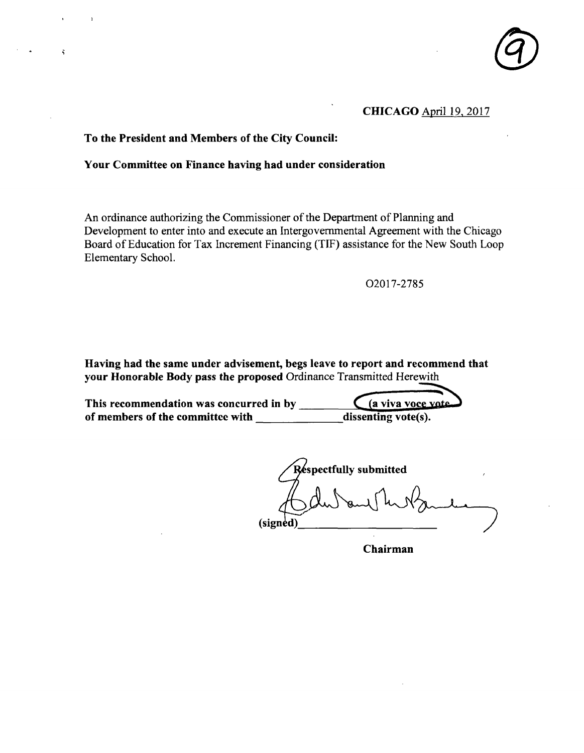(9)

**CHICAGO** April 19, 2017

**To the President and Members of the City Council:**

**Your Committee on Finance having had under consideration**

An ordinance authorizing the Commissioner of the Department of Planning and Development to enter into and execute an Intergovernmental Agreement with the Chicago Board of Education for Tax Increment Financing (TIF) assistance for the New South Loop Elementary School.

O2017-2785

**Having had the same under advisement, begs leave to report and recommend that your Honorable Body pass the proposed** Ordinance Transmitted Herewith

**This recommendation was concurred in by** \_\_\_\_\_\_\_\_ **(a viva voce vote) of members of the committee with** \_\_\_\_\_\_\_\_ **dissenting vote(s).**

**Respectfully submitted**

**(signed)** \_\_\_\_\_\_\_\_\_\_\_\_\_\_\_\_\_\_\_\_

**Chairman**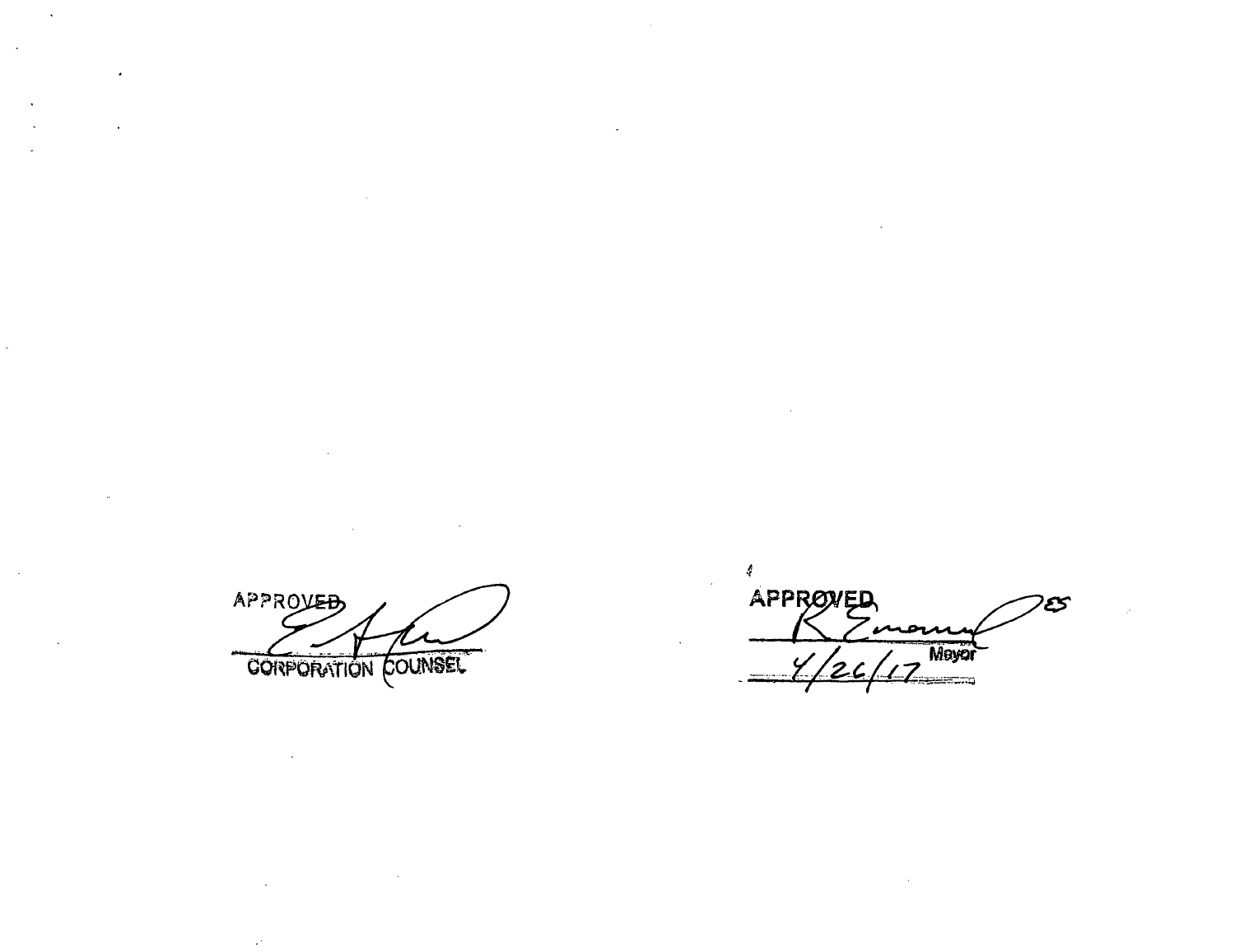APPROVED

CORPORATION COUNSEL

APPROVED

Mayor

4/26/17